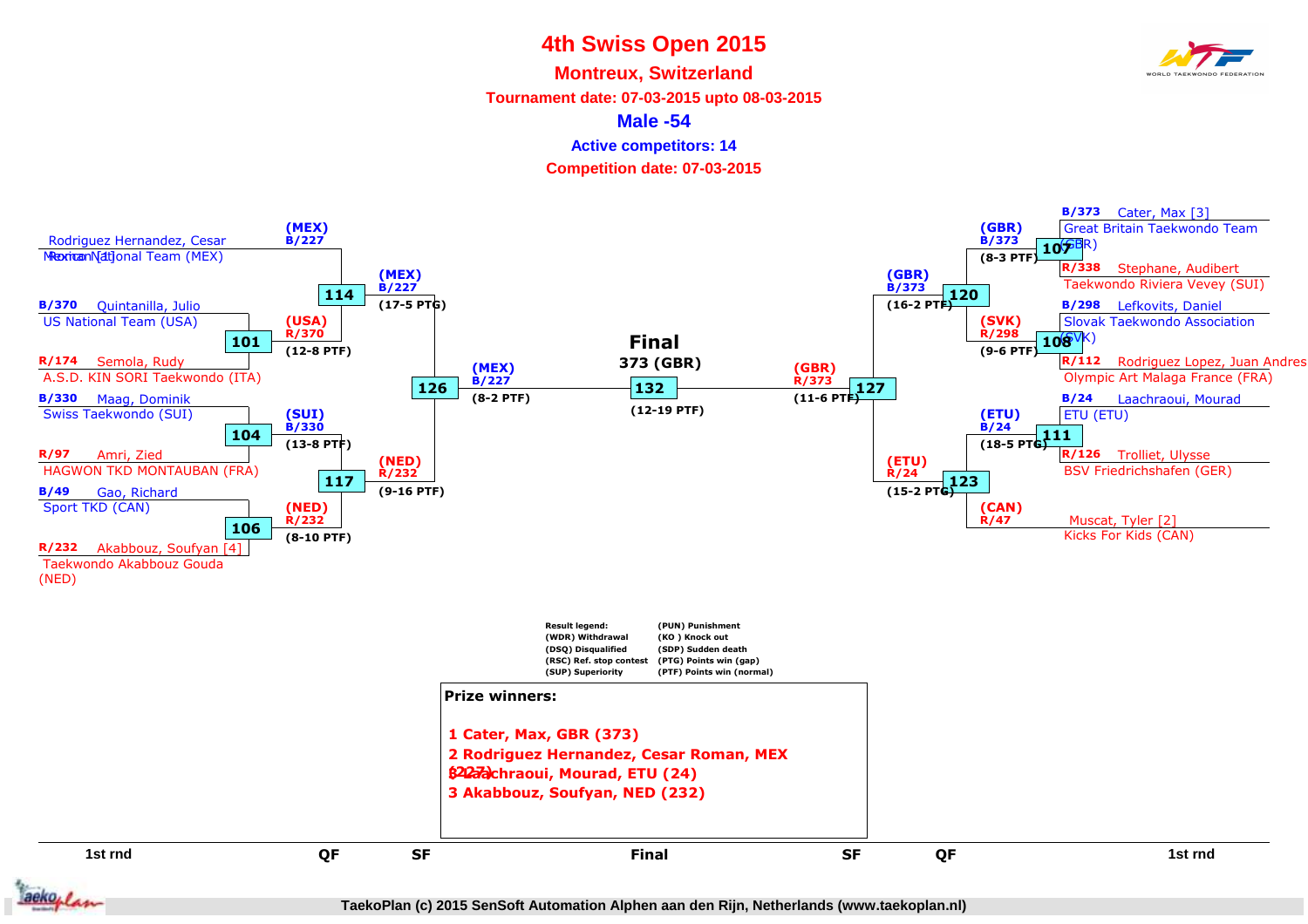# 4th Swiss Open 2015

## Montreux, Switzerland

**Tournament date: 07-03-2015 upto 08-03-2015**

### Male -54

**Active competitors: 14**

**Competition date: 07-03-2015**

## 1st rnd (left side)

- Rodriguez Hernandez, Cesar Roman [1] – Mexican National Team (MEX)
- B/370 Quintanilla, Julio – US National Team (USA)
- R/174 Semola, Rudy – A.S.D. KIN SORI Taekwondo (ITA)
- B/330 Maag, Dominik – Swiss Taekwondo (SUI)
- R/97 Amri, Zied – HAGWON TKD MONTAUBAN (FRA)
- B/49 Gao, Richard – Sport TKD (CAN)
- R/232 Akabbouz, Soufyan [4] – Taekwondo Akabbouz Gouda (NED)

## 1st rnd (right side)

- B/373 Cater, Max [3] – Great Britain Taekwondo Team (GBR)
- R/338 Stephane, Audibert – Taekwondo Riviera Vevey (SUI)
- B/298 Lefkovits, Daniel – Slovak Taekwondo Association (SVK)
- R/112 Rodriguez Lopez, Juan Andres – Olympic Art Malaga France (FRA)
- B/24 Laachraoui, Mourad – ETU (ETU)
- R/126 Trolliet, Ulysse – BSV Friedrichshafen (GER)
- Muscat, Tyler [2] – Kicks For Kids (CAN)

## Matches

| Match | Round | Winner | Result |
|---|---|---|---|
| 101 | 1st rnd | (USA) R/370 | (12-8 PTF) |
| 104 | 1st rnd | (SUI) B/330 | (13-8 PTF) |
| 106 | 1st rnd | (NED) R/232 | (8-10 PTF) |
| 107 | 1st rnd | (GBR) B/373 | (8-3 PTF) |
| 108 | 1st rnd | (SVK) R/298 | (9-6 PTF) |
| 111 | 1st rnd | (ETU) B/24 | (18-5 PTG) |
| 114 | QF | (MEX) B/227 | (17-5 PTG) |
| 117 | QF | (NED) R/232 | (9-16 PTF) |
| 120 | QF | (GBR) B/373 | (16-2 PTF) |
| 123 | QF | (ETU) R/24 | (15-2 PTG) |
| 126 | SF | (MEX) B/227 | (8-2 PTF) |
| 127 | SF | (GBR) R/373 | (11-6 PTF) |
| 132 | Final | 373 (GBR) | (12-19 PTF) |

Result legend:
- (WDR) Withdrawal
- (DSQ) Disqualified
- (RSC) Ref. stop contest
- (SUP) Superiority
- (PUN) Punishment
- (KO ) Knock out
- (SDP) Sudden death
- (PTG) Points win (gap)
- (PTF) Points win (normal)

**Prize winners:**

1 Cater, Max, GBR (373)
2 Rodriguez Hernandez, Cesar Roman, MEX (227)
3 Laachraoui, Mourad, ETU (24)
3 Akabbouz, Soufyan, NED (232)

TaekoPlan (c) 2015 SenSoft Automation Alphen aan den Rijn, Netherlands (www.taekoplan.nl)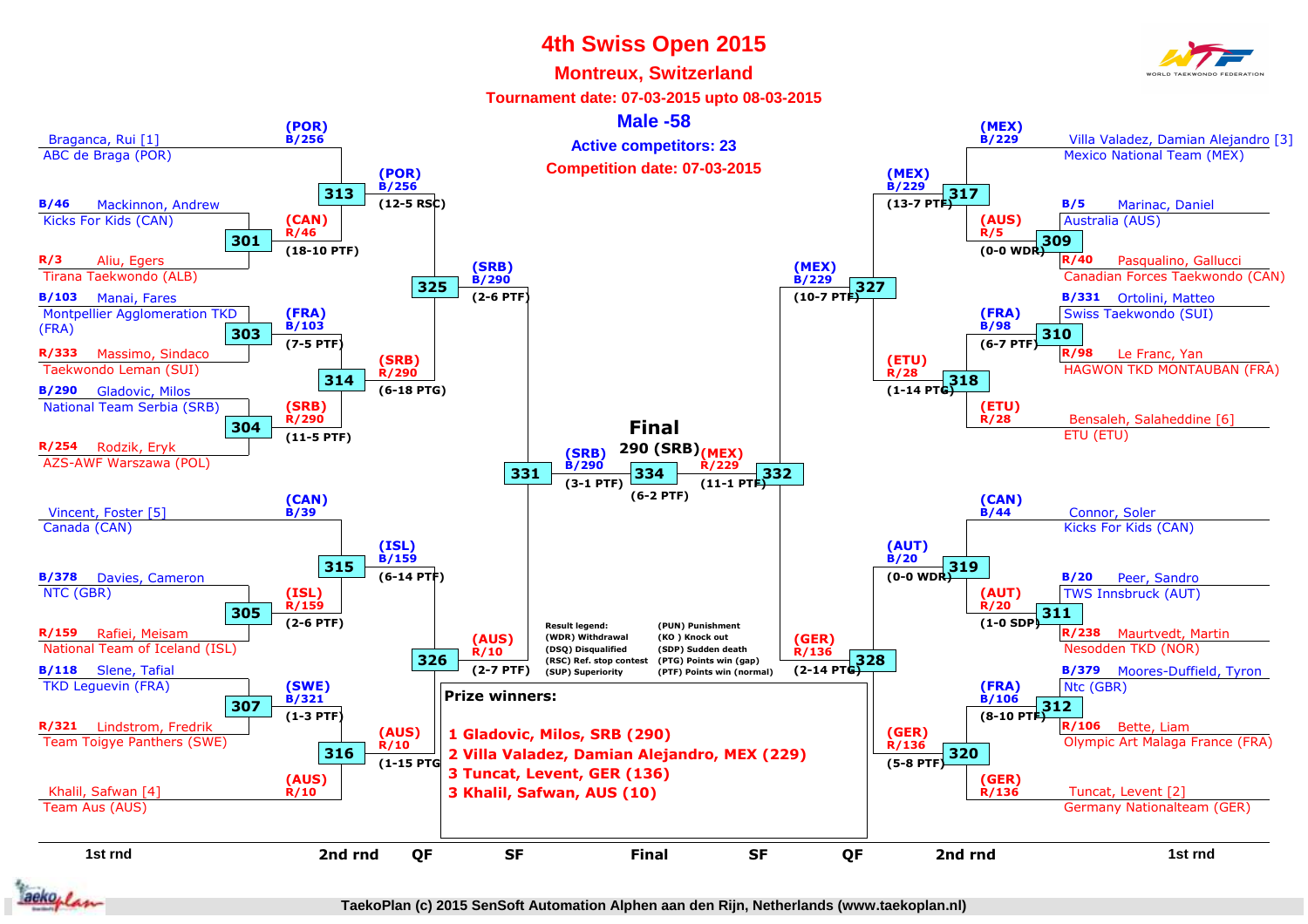# 4th Swiss Open 2015

## Montreux, Switzerland

**Tournament date: 07-03-2015 upto 08-03-2015**

## Male -58

**Active competitors: 23**

**Competition date: 07-03-2015**

### Left side

**1st round / 2nd round**

| Match | Competitor 1 | Competitor 2 | Winner | Score |
|---|---|---|---|---|
| 313 | Braganca, Rui [1] – ABC de Braga (POR) (B/256) | Winner 301 | (POR) B/256 | 12-5 RSC |
| 301 | B/46 Mackinnon, Andrew – Kicks For Kids (CAN) | R/3 Aliu, Egers – Tirana Taekwondo (ALB) | (CAN) R/46 | 18-10 PTF |
| 303 | B/103 Manai, Fares – Montpellier Agglomeration TKD (FRA) | R/333 Massimo, Sindaco – Taekwondo Leman (SUI) | (FRA) B/103 | 7-5 PTF |
| 304 | B/290 Gladovic, Milos – National Team Serbia (SRB) | R/254 Rodzik, Eryk – AZS-AWF Warszawa (POL) | (SRB) R/290 | 11-5 PTF |
| 314 | Winner 303 | Winner 304 | (SRB) R/290 | 6-18 PTG |
| 325 | Winner 313 | Winner 314 | (SRB) B/290 | 2-6 PTF |
| 315 | Vincent, Foster [5] – Canada (CAN) (B/39) | Winner 305 | (ISL) B/159 | 6-14 PTF |
| 305 | B/378 Davies, Cameron – NTC (GBR) | R/159 Rafiei, Meisam – National Team of Iceland (ISL) | (ISL) R/159 | 2-6 PTF |
| 307 | B/118 Slene, Tafial – TKD Leguevin (FRA) | R/321 Lindstrom, Fredrik – Team Toigye Panthers (SWE) | (SWE) B/321 | 1-3 PTF |
| 316 | Winner 307 | Khalil, Safwan [4] – Team Aus (AUS) (R/10) | (AUS) R/10 | 1-15 PTG |
| 326 | Winner 315 | Winner 316 | (AUS) R/10 | 2-7 PTF |
| 331 (SF) | Winner 325 | Winner 326 | (SRB) B/290 | 3-1 PTF |

### Right side

| Match | Competitor 1 | Competitor 2 | Winner | Score |
|---|---|---|---|---|
| 317 | Villa Valadez, Damian Alejandro [3] – Mexico National Team (MEX) (B/229) | Winner 309 | (MEX) B/229 | 13-7 PTF |
| 309 | B/5 Marinac, Daniel – Australia (AUS) | R/40 Pasqualino, Gallucci – Canadian Forces Taekwondo (CAN) | (AUS) R/5 | 0-0 WDR |
| 310 | B/331 Ortolini, Matteo – Swiss Taekwondo (SUI) | R/98 Le Franc, Yan – HAGWON TKD MONTAUBAN (FRA) | (FRA) B/98 | 6-7 PTF |
| 318 | Winner 310 | Bensaleh, Salaheddine [6] – ETU (ETU) (R/28) | (ETU) R/28 | 1-14 PTG |
| 327 | Winner 317 | Winner 318 | (MEX) B/229 | 10-7 PTF |
| 319 | Connor, Soler – Kicks For Kids (CAN) (B/44) | Winner 311 | (AUT) B/20 | 0-0 WDR |
| 311 | B/20 Peer, Sandro – TWS Innsbruck (AUT) | R/238 Maurtvedt, Martin – Nesodden TKD (NOR) | (AUT) R/20 | 1-0 SDP |
| 312 | B/379 Moores-Duffield, Tyron – Ntc (GBR) | R/106 Bette, Liam – Olympic Art Malaga France (FRA) | (FRA) B/106 | 8-10 PTF |
| 320 | Winner 312 | Tuncat, Levent [2] – Germany Nationalteam (GER) (R/136) | (GER) R/136 | 5-8 PTF |
| 328 | Winner 319 | Winner 320 | (GER) R/136 | 2-14 PTG |
| 332 (SF) | Winner 327 | Winner 328 | (MEX) R/229 | 11-1 PTF |

### Final

| Match | Competitor 1 | Competitor 2 | Winner | Score |
|---|---|---|---|---|
| 334 | (SRB) B/290 | (MEX) R/229 | 290 (SRB) | 6-2 PTF |

**Result legend:**
- (WDR) Withdrawal
- (DSQ) Disqualified
- (RSC) Ref. stop contest
- (SUP) Superiority
- (PUN) Punishment
- (KO ) Knock out
- (SDP) Sudden death
- (PTG) Points win (gap)
- (PTF) Points win (normal)

**Prize winners:**

1 Gladovic, Milos, SRB (290)
2 Villa Valadez, Damian Alejandro, MEX (229)
3 Tuncat, Levent, GER (136)
3 Khalil, Safwan, AUS (10)

1st rnd | 2nd rnd | QF | SF | Final | SF | QF | 2nd rnd | 1st rnd

TaekoPlan (c) 2015 SenSoft Automation Alphen aan den Rijn, Netherlands (www.taekoplan.nl)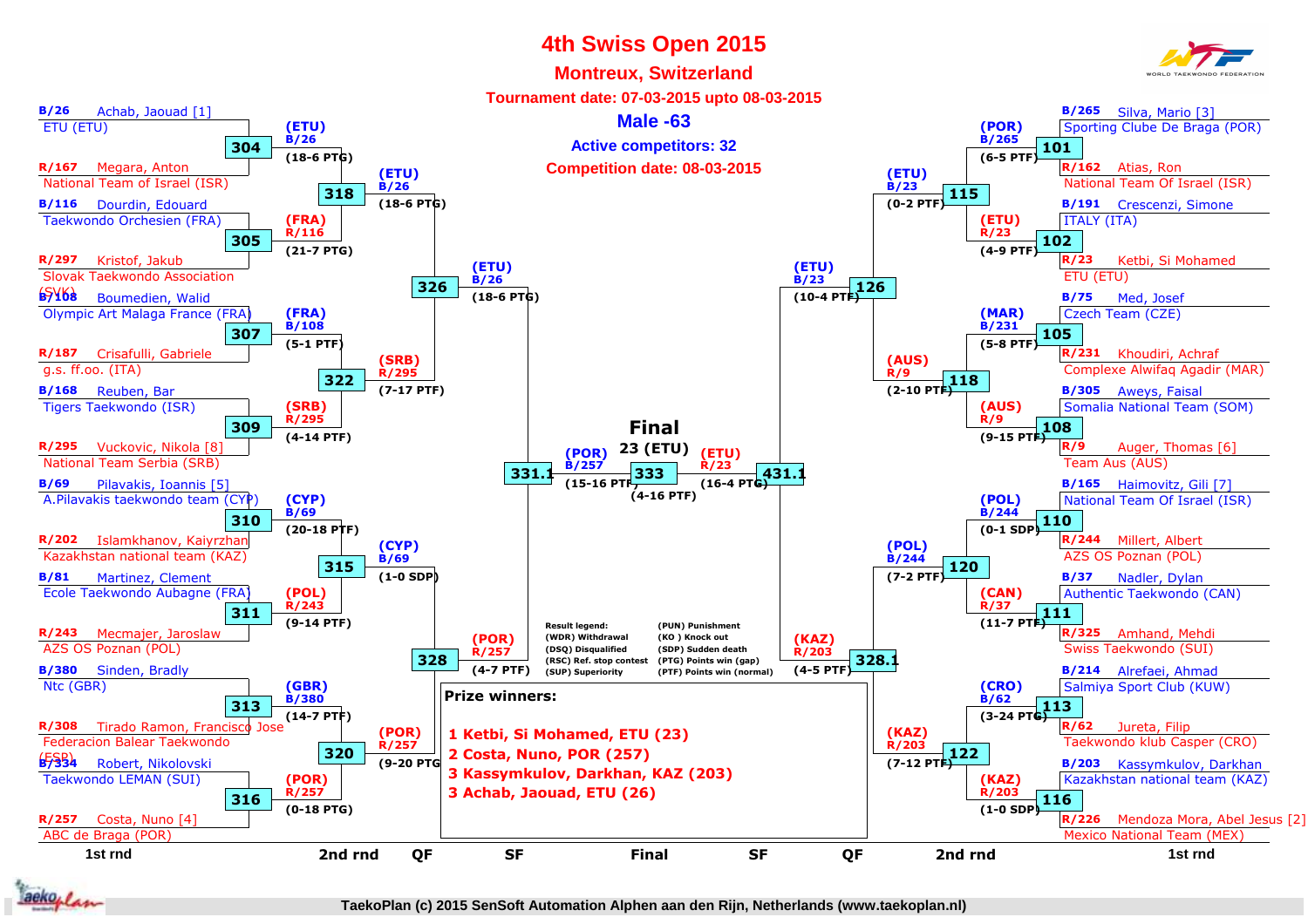# 4th Swiss Open 2015

## Montreux, Switzerland

**Tournament date: 07-03-2015 upto 08-03-2015**

## Male -63

**Active competitors: 32**

**Competition date: 08-03-2015**

### 1st round

| Match | Competitor 1 | Competitor 2 | Winner | Score |
|---|---|---|---|---|
| 304 | B/26 Achab, Jaouad [1] – ETU (ETU) | R/167 Megara, Anton – National Team of Israel (ISR) | (ETU) B/26 | (18-6 PTG) |
| 305 | B/116 Dourdin, Edouard – Taekwondo Orchesien (FRA) | R/297 Kristof, Jakub – Slovak Taekwondo Association (SVK) | (FRA) R/116 | (21-7 PTG) |
| 307 | B/108 Boumedien, Walid – Olympic Art Malaga France (FRA) | R/187 Crisafulli, Gabriele – g.s. ff.oo. (ITA) | (FRA) B/108 | (5-1 PTF) |
| 309 | B/168 Reuben, Bar – Tigers Taekwondo (ISR) | R/295 Vuckovic, Nikola [8] – National Team Serbia (SRB) | (SRB) R/295 | (4-14 PTF) |
| 310 | B/69 Pilavakis, Ioannis [5] – A.Pilavakis taekwondo team (CYP) | R/202 Islamkhanov, Kaiyrzhan – Kazakhstan national team (KAZ) | (CYP) B/69 | (20-18 PTF) |
| 311 | B/81 Martinez, Clement – Ecole Taekwondo Aubagne (FRA) | R/243 Mecmajer, Jaroslaw – AZS OS Poznan (POL) | (POL) R/243 | (9-14 PTF) |
| 313 | B/380 Sinden, Bradly – Ntc (GBR) | R/308 Tirado Ramon, Francisco Jose – Federacion Balear Taekwondo (ESP) | (GBR) B/380 | (14-7 PTF) |
| 316 | B/334 Robert, Nikolovski – Taekwondo LEMAN (SUI) | R/257 Costa, Nuno [4] – ABC de Braga (POR) | (POR) R/257 | (0-18 PTG) |
| 101 | B/265 Silva, Mario [3] – Sporting Clube De Braga (POR) | R/162 Atias, Ron – National Team Of Israel (ISR) | (POR) B/265 | (6-5 PTF) |
| 102 | B/191 Crescenzi, Simone – ITALY (ITA) | R/23 Ketbi, Si Mohamed – ETU (ETU) | (ETU) R/23 | (4-9 PTF) |
| 105 | B/75 Med, Josef – Czech Team (CZE) | R/231 Khoudiri, Achraf – Complexe Alwifaq Agadir (MAR) | (MAR) B/231 | (5-8 PTF) |
| 108 | B/305 Aweys, Faisal – Somalia National Team (SOM) | R/9 Auger, Thomas [6] – Team Aus (AUS) | (AUS) R/9 | (9-15 PTF) |
| 110 | B/165 Haimovitz, Gili [7] – National Team Of Israel (ISR) | R/244 Millert, Albert – AZS OS Poznan (POL) | (POL) B/244 | (0-1 SDP) |
| 111 | B/37 Nadler, Dylan – Authentic Taekwondo (CAN) | R/325 Amhand, Mehdi – Swiss Taekwondo (SUI) | (CAN) R/37 | (11-7 PTF) |
| 113 | B/214 Alrefaei, Ahmad – Salmiya Sport Club (KUW) | R/62 Jureta, Filip – Taekwondo klub Casper (CRO) | (CRO) B/62 | (3-24 PTG) |
| 116 | B/203 Kassymkulov, Darkhan – Kazakhstan national team (KAZ) | R/226 Mendoza Mora, Abel Jesus [2] – Mexico National Team (MEX) | (KAZ) R/203 | (1-0 SDP) |

### 2nd round

| Match | Winner | Score |
|---|---|---|
| 318 | (ETU) B/26 | (18-6 PTG) |
| 322 | (SRB) R/295 | (7-17 PTF) |
| 315 | (CYP) B/69 | (1-0 SDP) |
| 320 | (POR) R/257 | (9-20 PTG) |
| 115 | (ETU) B/23 | (0-2 PTF) |
| 118 | (AUS) R/9 | (2-10 PTF) |
| 120 | (POL) B/244 | (7-2 PTF) |
| 122 | (KAZ) R/203 | (7-12 PTF) |

### QF

| Match | Winner | Score |
|---|---|---|
| 326 | (ETU) B/26 | (18-6 PTG) |
| 328 | (POR) R/257 | (4-7 PTF) |
| 126 | (ETU) B/23 | (10-4 PTF) |
| 328.1 | (KAZ) R/203 | (4-5 PTF) |

### SF

| Match | Winner | Score |
|---|---|---|
| 331.1 | (POR) B/257 | (15-16 PTF) |
| 431.1 | (ETU) R/23 | (16-4 PTG) |

### Final

| Match | Winner | Score |
|---|---|---|
| 333 | 23 (ETU) | (4-16 PTF) |

**Result legend:**

- (WDR) Withdrawal
- (DSQ) Disqualified
- (RSC) Ref. stop contest
- (SUP) Superiority
- (PUN) Punishment
- (KO ) Knock out
- (SDP) Sudden death
- (PTG) Points win (gap)
- (PTF) Points win (normal)

**Prize winners:**

1 Ketbi, Si Mohamed, ETU (23)
2 Costa, Nuno, POR (257)
3 Kassymkulov, Darkhan, KAZ (203)
3 Achab, Jaouad, ETU (26)

TaekoPlan (c) 2015 SenSoft Automation Alphen aan den Rijn, Netherlands (www.taekoplan.nl)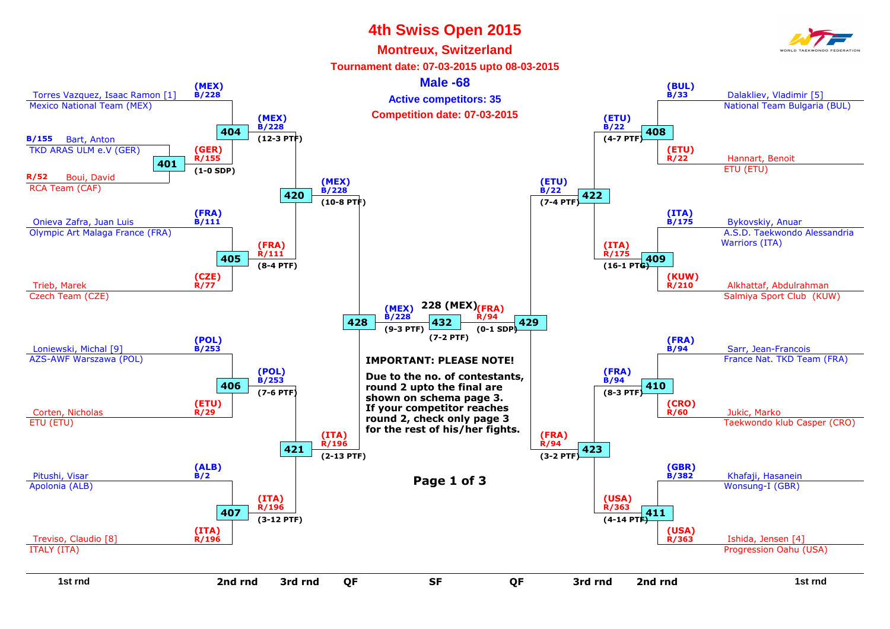# 4th Swiss Open 2015

## Montreux, Switzerland

**Tournament date: 07-03-2015 upto 08-03-2015**

### Male -68

**Active competitors: 35**

**Competition date: 07-03-2015**

## Left side of bracket

### 1st round / 2nd round

| Fight | Competitor | Club | Result |
|---|---|---|---|
| 404 | Torres Vazquez, Isaac Ramon [1] (MEX) B/228 | Mexico National Team (MEX) | (MEX) B/228 (12-3 PTF) |
| 401 | Bart, Anton B/155 | TKD ARAS ULM e.V (GER) | (GER) R/155 (1-0 SDP) |
| 401 | Boui, David R/52 | RCA Team (CAF) | |
| 405 | Onieva Zafra, Juan Luis (FRA) B/111 | Olympic Art Malaga France (FRA) | (FRA) R/111 (8-4 PTF) |
| 405 | Trieb, Marek (CZE) R/77 | Czech Team (CZE) | |
| 406 | Loniewski, Michal [9] (POL) B/253 | AZS-AWF Warszawa (POL) | (POL) B/253 (7-6 PTF) |
| 406 | Corten, Nicholas (ETU) R/29 | ETU (ETU) | |
| 407 | Pitushi, Visar (ALB) B/2 | Apolonia (ALB) | (ITA) R/196 (3-12 PTF) |
| 407 | Treviso, Claudio [8] (ITA) R/196 | ITALY (ITA) | |

### 3rd round

- 420: (MEX) B/228 (10-8 PTF)
- 421: (ITA) R/196 (2-13 PTF)

### QF

- 428: (MEX) B/228 (9-3 PTF)

## Right side of bracket

### 1st round / 2nd round

| Fight | Competitor | Club | Result |
|---|---|---|---|
| 408 | Dalakliev, Vladimir [5] (BUL) B/33 | National Team Bulgaria (BUL) | (ETU) B/22 (4-7 PTF) |
| 408 | Hannart, Benoit (ETU) R/22 | ETU (ETU) | |
| 409 | Bykovskiy, Anuar (ITA) B/175 | A.S.D. Taekwondo Alessandria Warriors (ITA) | (ITA) R/175 (16-1 PTG) |
| 409 | Alkhattaf, Abdulrahman (KUW) R/210 | Salmiya Sport Club (KUW) | |
| 410 | Sarr, Jean-Francois (FRA) B/94 | France Nat. TKD Team (FRA) | (FRA) B/94 (8-3 PTF) |
| 410 | Jukic, Marko (CRO) R/60 | Taekwondo klub Casper (CRO) | |
| 411 | Khafaji, Hasanein (GBR) B/382 | Wonsung-I (GBR) | (USA) R/363 (4-14 PTF) |
| 411 | Ishida, Jensen [4] (USA) R/363 | Progression Oahu (USA) | |

### 3rd round

- 422: (ETU) B/22 (7-4 PTF)
- 423: (FRA) R/94 (3-2 PTF)

### QF

- 429: (FRA) R/94 (0-1 SDP)

## SF

- 432: 228 (MEX) (7-2 PTF)

**IMPORTANT: PLEASE NOTE!**

**Due to the no. of contestants, round 2 upto the final are shown on schema page 3. If your competitor reaches round 2, check only page 3 for the rest of his/her fights.**

1st rnd | 2nd rnd | 3rd rnd | QF | SF | QF | 3rd rnd | 2nd rnd | 1st rnd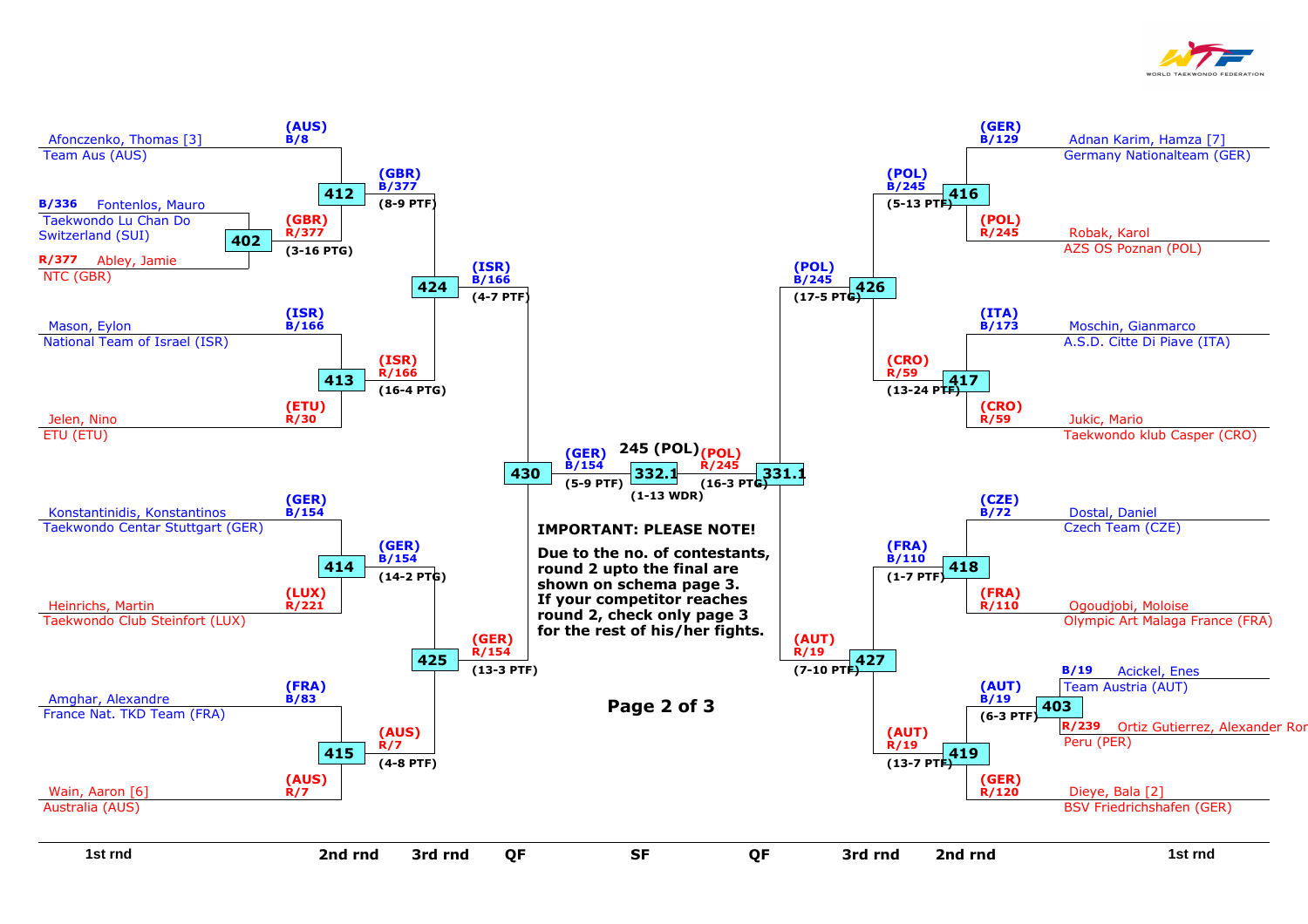## Left half

### 1st round

- **402**: B/336 Fontenlos, Mauro – Taekwondo Lu Chan Do Switzerland (SUI) vs. R/377 Abley, Jamie – NTC (GBR) → (GBR) R/377 (3-16 PTG)

### 2nd round

- **412**: Afonczenko, Thomas [3] – Team Aus (AUS) (AUS) B/8 vs. (GBR) R/377 → (GBR) B/377 (8-9 PTF)
- **413**: Mason, Eylon – National Team of Israel (ISR) (ISR) B/166 vs. Jelen, Nino – ETU (ETU) (ETU) R/30 → (ISR) R/166 (16-4 PTG)
- **414**: Konstantinidis, Konstantinos – Taekwondo Centar Stuttgart (GER) (GER) B/154 vs. Heinrichs, Martin – Taekwondo Club Steinfort (LUX) (LUX) R/221 → (GER) B/154 (14-2 PTG)
- **415**: Amghar, Alexandre – France Nat. TKD Team (FRA) (FRA) B/83 vs. Wain, Aaron [6] – Australia (AUS) (AUS) R/7 → (AUS) R/7 (4-8 PTF)

### 3rd round

- **424**: (GBR) B/377 vs. (ISR) R/166 → (ISR) B/166 (4-7 PTF)
- **425**: (GER) B/154 vs. (AUS) R/7 → (GER) R/154 (13-3 PTF)

### QF

- **430**: (ISR) B/166 vs. (GER) R/154 → (GER) B/154 (5-9 PTF)

## Right half

### 1st round

- **403**: B/19 Acickel, Enes – Team Austria (AUT) vs. R/239 Ortiz Gutierrez, Alexander Ror – Peru (PER) → (AUT) B/19 (6-3 PTF)

### 2nd round

- **416**: Adnan Karim, Hamza [7] – Germany Nationalteam (GER) (GER) B/129 vs. Robak, Karol – AZS OS Poznan (POL) (POL) R/245 → (POL) B/245 (5-13 PTF)
- **417**: Moschin, Gianmarco – A.S.D. Citte Di Piave (ITA) (ITA) B/173 vs. Jukic, Mario – Taekwondo klub Casper (CRO) (CRO) R/59 → (CRO) R/59 (13-24 PTF)
- **418**: Dostal, Daniel – Czech Team (CZE) (CZE) B/72 vs. Ogoudjobi, Moloise – Olympic Art Malaga France (FRA) (FRA) R/110 → (FRA) B/110 (1-7 PTF)
- **419**: (AUT) B/19 vs. Dieye, Bala [2] – BSV Friedrichshafen (GER) (GER) R/120 → (AUT) R/19 (13-7 PTF)

### 3rd round

- **426**: (POL) B/245 vs. (CRO) R/59 → (POL) B/245 (17-5 PTG)
- **427**: (FRA) B/110 vs. (AUT) R/19 → (AUT) R/19 (7-10 PTF)

### QF

- **331.1**: (POL) B/245 vs. (AUT) R/19 → (POL) R/245 (16-3 PTG)

## SF

- **332.1**: (GER) B/154 vs. (POL) R/245 → **245 (POL)** (1-13 WDR)

**IMPORTANT: PLEASE NOTE!**

**Due to the no. of contestants, round 2 upto the final are shown on schema page 3. If your competitor reaches round 2, check only page 3 for the rest of his/her fights.**

| 1st rnd | 2nd rnd | 3rd rnd | QF | SF | QF | 3rd rnd | 2nd rnd | 1st rnd |
|---|---|---|---|---|---|---|---|---|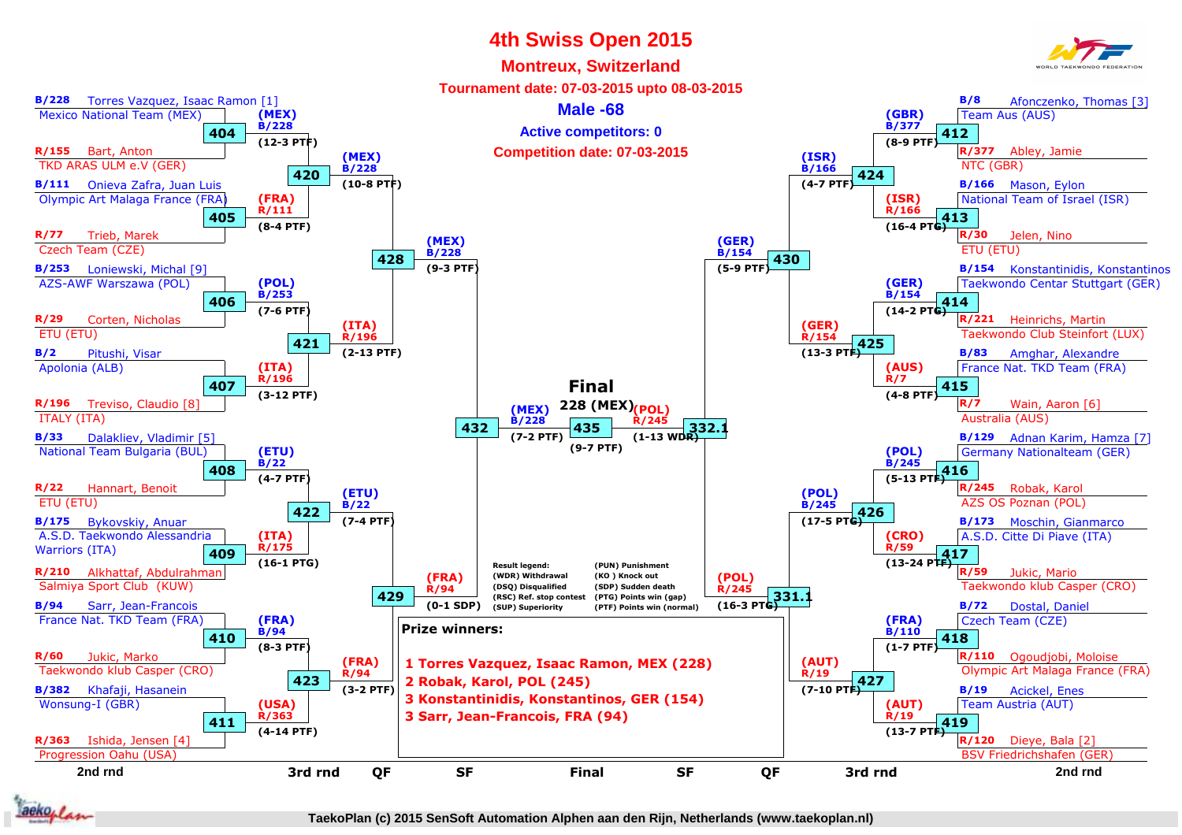# 4th Swiss Open 2015

## Montreux, Switzerland

**Tournament date: 07-03-2015 upto 08-03-2015**

## Male -68

**Active competitors: 0**

**Competition date: 07-03-2015**

### 2nd round (left side)

| Contest | Competitor | Team | Winner | Score |
|---|---|---|---|---|
| 404 | B/228 Torres Vazquez, Isaac Ramon [1] | Mexico National Team (MEX) | (MEX) B/228 | (12-3 PTF) |
| | R/155 Bart, Anton | TKD ARAS ULM e.V (GER) | | |
| 405 | B/111 Onieva Zafra, Juan Luis | Olympic Art Malaga France (FRA) | (FRA) R/111 | (8-4 PTF) |
| | R/77 Trieb, Marek | Czech Team (CZE) | | |
| 406 | B/253 Loniewski, Michal [9] | AZS-AWF Warszawa (POL) | (POL) B/253 | (7-6 PTF) |
| | R/29 Corten, Nicholas | ETU (ETU) | | |
| 407 | B/2 Pitushi, Visar | Apolonia (ALB) | (ITA) R/196 | (3-12 PTF) |
| | R/196 Treviso, Claudio [8] | ITALY (ITA) | | |
| 408 | B/33 Dalakliev, Vladimir [5] | National Team Bulgaria (BUL) | (ETU) B/22 | (4-7 PTF) |
| | R/22 Hannart, Benoit | ETU (ETU) | | |
| 409 | B/175 Bykovskiy, Anuar | A.S.D. Taekwondo Alessandria Warriors (ITA) | (ITA) R/175 | (16-1 PTG) |
| | R/210 Alkhattaf, Abdulrahman | Salmiya Sport Club (KUW) | | |
| 410 | B/94 Sarr, Jean-Francois | France Nat. TKD Team (FRA) | (FRA) B/94 | (8-3 PTF) |
| | R/60 Jukic, Marko | Taekwondo klub Casper (CRO) | | |
| 411 | B/382 Khafaji, Hasanein | Wonsung-I (GBR) | (USA) R/363 | (4-14 PTF) |
| | R/363 Ishida, Jensen [4] | Progression Oahu (USA) | | |

### 2nd round (right side)

| Contest | Competitor | Team | Winner | Score |
|---|---|---|---|---|
| 412 | B/8 Afonczenko, Thomas [3] | Team Aus (AUS) | (GBR) B/377 | (8-9 PTF) |
| | R/377 Abley, Jamie | NTC (GBR) | | |
| 413 | B/166 Mason, Eylon | National Team of Israel (ISR) | (ISR) R/166 | (16-4 PTG) |
| | R/30 Jelen, Nino | ETU (ETU) | | |
| 414 | B/154 Konstantinidis, Konstantinos | Taekwondo Centar Stuttgart (GER) | (GER) B/154 | (14-2 PTG) |
| | R/221 Heinrichs, Martin | Taekwondo Club Steinfort (LUX) | | |
| 415 | B/83 Amghar, Alexandre | France Nat. TKD Team (FRA) | (AUS) R/7 | (4-8 PTF) |
| | R/7 Wain, Aaron [6] | Australia (AUS) | | |
| 416 | B/129 Adnan Karim, Hamza [7] | Germany Nationalteam (GER) | (POL) B/245 | (5-13 PTF) |
| | R/245 Robak, Karol | AZS OS Poznan (POL) | | |
| 417 | B/173 Moschin, Gianmarco | A.S.D. Citte Di Piave (ITA) | (CRO) R/59 | (13-24 PTF) |
| | R/59 Jukic, Mario | Taekwondo klub Casper (CRO) | | |
| 418 | B/72 Dostal, Daniel | Czech Team (CZE) | (FRA) B/110 | (1-7 PTF) |
| | R/110 Ogoudjobi, Moloise | Olympic Art Malaga France (FRA) | | |
| 419 | B/19 Acickel, Enes | Team Austria (AUT) | (AUT) R/19 | (13-7 PTF) |
| | R/120 Dieye, Bala [2] | BSV Friedrichshafen (GER) | | |

### 3rd round

| Contest | Winner | Score |
|---|---|---|
| 420 | (MEX) B/228 | (10-8 PTF) |
| 421 | (ITA) R/196 | (2-13 PTF) |
| 422 | (ETU) B/22 | (7-4 PTF) |
| 423 | (FRA) R/94 | (3-2 PTF) |
| 424 | (ISR) B/166 | (4-7 PTF) |
| 425 | (GER) R/154 | (13-3 PTF) |
| 426 | (POL) B/245 | (17-5 PTG) |
| 427 | (AUT) R/19 | (7-10 PTF) |

### QF

| Contest | Winner | Score |
|---|---|---|
| 428 | (MEX) B/228 | (9-3 PTF) |
| 429 | (FRA) R/94 | (0-1 SDP) |
| 430 | (GER) B/154 | (5-9 PTF) |
| 331.1 | (POL) R/245 | (16-3 PTG) |

### SF

| Contest | Winner | Score |
|---|---|---|
| 432 | (MEX) B/228 | (7-2 PTF) |
| 332.1 | (POL) R/245 | (1-13 WDR) |

### Final

435 — 228 (MEX) (9-7 PTF)

**Result legend:**

- (WDR) Withdrawal
- (DSQ) Disqualified
- (RSC) Ref. stop contest
- (SUP) Superiority
- (PUN) Punishment
- (KO ) Knock out
- (SDP) Sudden death
- (PTG) Points win (gap)
- (PTF) Points win (normal)

**Prize winners:**

1 Torres Vazquez, Isaac Ramon, MEX (228)
2 Robak, Karol, POL (245)
3 Konstantinidis, Konstantinos, GER (154)
3 Sarr, Jean-Francois, FRA (94)

TaekoPlan (c) 2015 SenSoft Automation Alphen aan den Rijn, Netherlands (www.taekoplan.nl)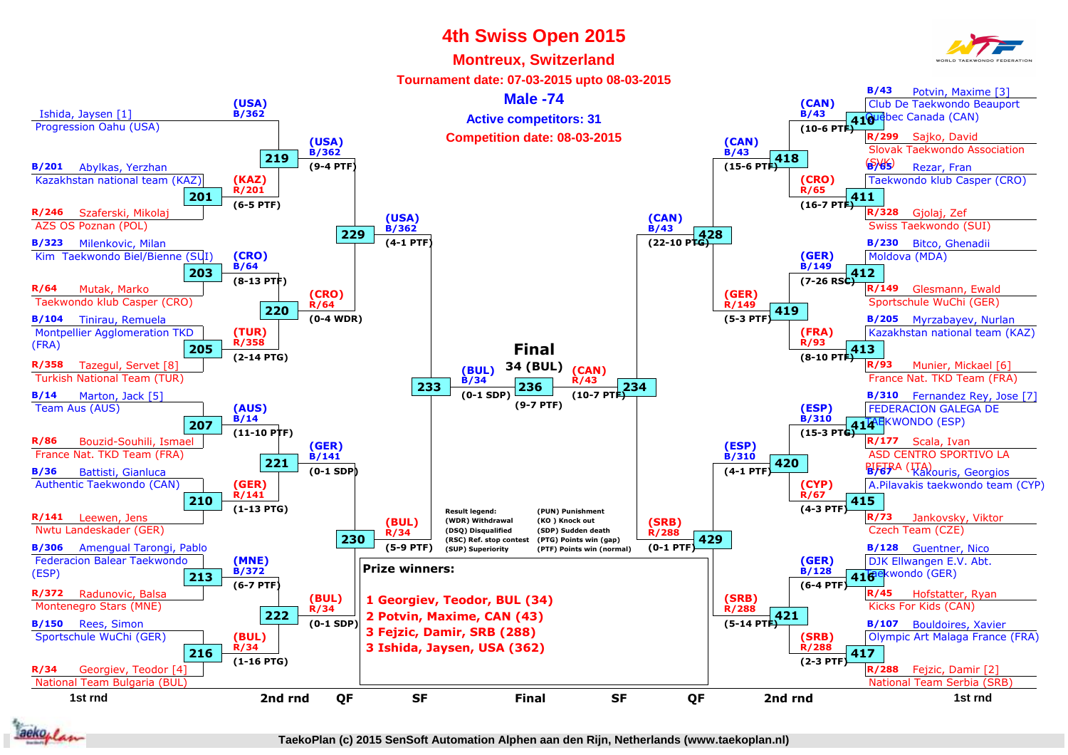# 4th Swiss Open 2015

## Montreux, Switzerland

**Tournament date: 07-03-2015 upto 08-03-2015**

## Male -74

**Active competitors: 31**

**Competition date: 08-03-2015**

WORLD TAEKWONDO FEDERATION

### 1st round (left side)

| Match | Blue | Red | Winner | Score |
|---|---|---|---|---|
| — | Ishida, Jaysen [1] – Progression Oahu (USA) | — | (USA) B/362 | |
| 201 | B/201 Abylkas, Yerzhan – Kazakhstan national team (KAZ) | R/246 Szaferski, Mikolaj – AZS OS Poznan (POL) | (KAZ) R/201 | (6-5 PTF) |
| 203 | B/323 Milenkovic, Milan – Kim Taekwondo Biel/Bienne (SUI) | R/64 Mutak, Marko – Taekwondo klub Casper (CRO) | (CRO) B/64 | (8-13 PTF) |
| 205 | B/104 Tinirau, Remuela – Montpellier Agglomeration TKD (FRA) | R/358 Tazegul, Servet [8] – Turkish National Team (TUR) | (TUR) R/358 | (2-14 PTG) |
| 207 | B/14 Marton, Jack [5] – Team Aus (AUS) | R/86 Bouzid-Souhili, Ismael – France Nat. TKD Team (FRA) | (AUS) B/14 | (11-10 PTF) |
| 210 | B/36 Battisti, Gianluca – Authentic Taekwondo (CAN) | R/141 Leewen, Jens – Nwtu Landeskader (GER) | (GER) R/141 | (1-13 PTG) |
| 213 | B/306 Amengual Tarongi, Pablo – Federacion Balear Taekwondo (ESP) | R/372 Radunovic, Balsa – Montenegro Stars (MNE) | (MNE) B/372 | (6-7 PTF) |
| 216 | B/150 Rees, Simon – Sportschule WuChi (GER) | R/34 Georgiev, Teodor [4] – National Team Bulgaria (BUL) | (BUL) R/34 | (1-16 PTG) |

### 2nd round (left side)

| Match | Winner | Score |
|---|---|---|
| 219 | (USA) B/362 | (9-4 PTF) |
| 220 | (CRO) R/64 | (0-4 WDR) |
| 221 | (GER) B/141 | (0-1 SDP) |
| 222 | (BUL) R/34 | (0-1 SDP) |

### Quarterfinals (left side)

| Match | Winner | Score |
|---|---|---|
| 229 | (USA) B/362 | (4-1 PTF) |
| 230 | (BUL) R/34 | (5-9 PTF) |

### Semifinal (left side)

| Match | Winner | Score |
|---|---|---|
| 233 | (BUL) B/34 | (0-1 SDP) |

### Final

| Match | Blue | Red | Winner | Score |
|---|---|---|---|---|
| 236 | (BUL) B/34 | (CAN) R/43 | 34 (BUL) | (9-7 PTF) |

### 1st round (right side)

| Match | Blue | Red | Winner | Score |
|---|---|---|---|---|
| 410 | B/43 Potvin, Maxime [3] – Club De Taekwondo Beauport Quebec Canada (CAN) | R/299 Sajko, David – Slovak Taekwondo Association (SVK) | (CAN) B/43 | (10-6 PTF) |
| 411 | B/65 Rezar, Fran – Taekwondo klub Casper (CRO) | R/328 Gjolaj, Zef – Swiss Taekwondo (SUI) | (CRO) R/65 | (16-7 PTF) |
| 412 | B/230 Bitco, Ghenadii – Moldova (MDA) | R/149 Glesmann, Ewald – Sportschule WuChi (GER) | (GER) B/149 | (7-26 RSC) |
| 413 | B/205 Myrzabayev, Nurlan – Kazakhstan national team (KAZ) | R/93 Munier, Mickael [6] – France Nat. TKD Team (FRA) | (FRA) R/93 | (8-10 PTF) |
| 414 | B/310 Fernandez Rey, Jose [7] – FEDERACION GALEGA DE TAEKWONDO (ESP) | R/177 Scala, Ivan – ASD CENTRO SPORTIVO LA PIETRA (ITA) | (ESP) B/310 | (15-3 PTG) |
| 415 | B/67 Kakouris, Georgios – A.Pilavakis taekwondo team (CYP) | R/73 Jankovsky, Viktor – Czech Team (CZE) | (CYP) R/67 | (4-3 PTF) |
| 416 | B/128 Guentner, Nico – DJK Ellwangen E.V. Abt. Taekwondo (GER) | R/45 Hofstatter, Ryan – Kicks For Kids (CAN) | (GER) B/128 | (6-4 PTF) |
| 417 | B/107 Bouldoires, Xavier – Olympic Art Malaga France (FRA) | R/288 Fejzic, Damir [2] – National Team Serbia (SRB) | (SRB) R/288 | (2-3 PTF) |

### 2nd round (right side)

| Match | Winner | Score |
|---|---|---|
| 418 | (CAN) B/43 | (15-6 PTF) |
| 419 | (GER) R/149 | (5-3 PTF) |
| 420 | (ESP) B/310 | (4-1 PTF) |
| 421 | (SRB) R/288 | (5-14 PTF) |

### Quarterfinals (right side)

| Match | Winner | Score |
|---|---|---|
| 428 | (CAN) B/43 | (22-10 PTG) |
| 429 | (SRB) R/288 | (0-1 PTF) |

### Semifinal (right side)

| Match | Winner | Score |
|---|---|---|
| 234 | (CAN) R/43 | (10-7 PTF) |

**Result legend:**

- (WDR) Withdrawal
- (DSQ) Disqualified
- (RSC) Ref. stop contest
- (SUP) Superiority
- (PUN) Punishment
- (KO ) Knock out
- (SDP) Sudden death
- (PTG) Points win (gap)
- (PTF) Points win (normal)

**Prize winners:**

1 Georgiev, Teodor, BUL (34)
2 Potvin, Maxime, CAN (43)
3 Fejzic, Damir, SRB (288)
3 Ishida, Jaysen, USA (362)

1st rnd | 2nd rnd | QF | SF | Final | SF | QF | 2nd rnd | 1st rnd

TaekoPlan (c) 2015 SenSoft Automation Alphen aan den Rijn, Netherlands (www.taekoplan.nl)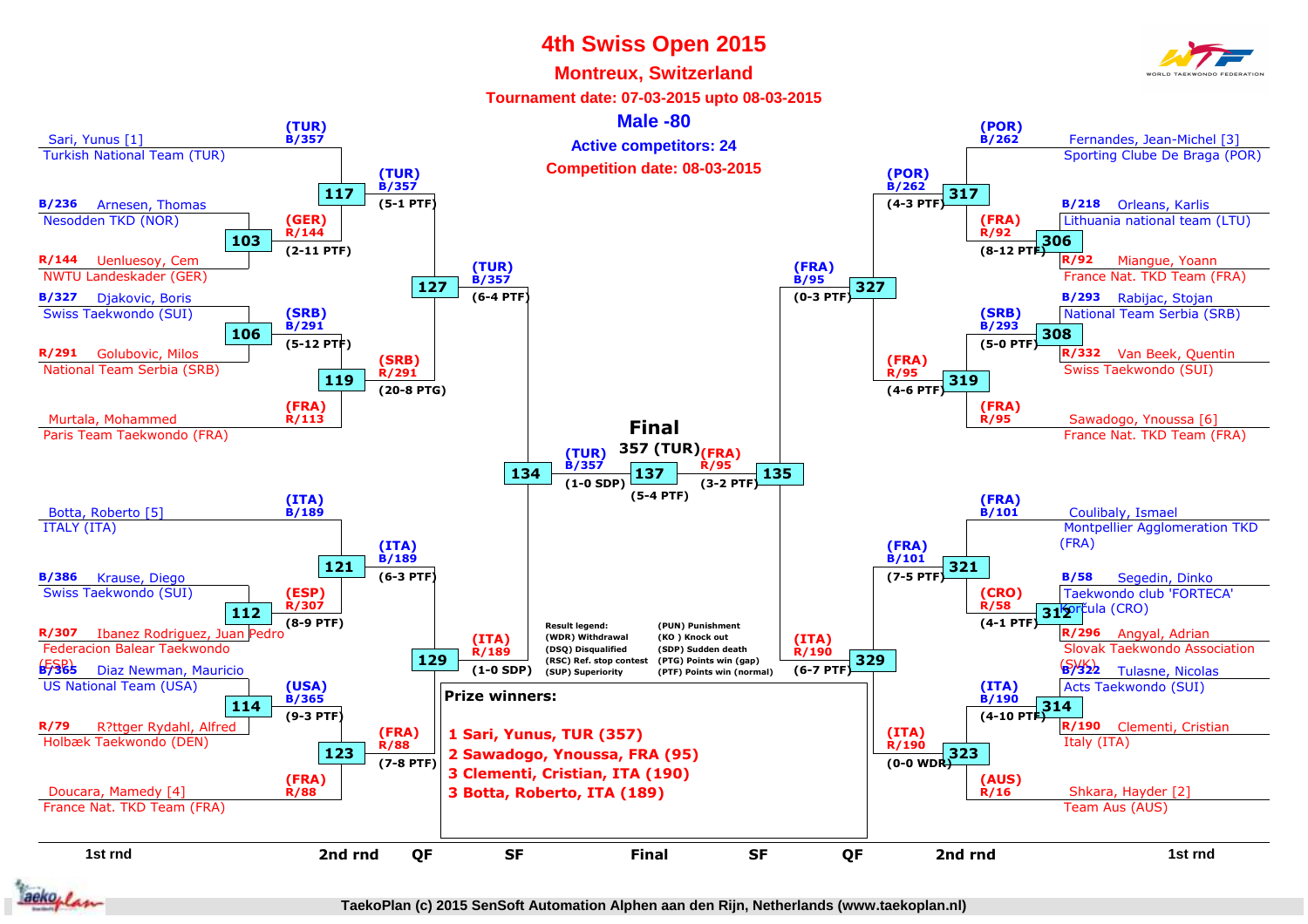# 4th Swiss Open 2015

## Montreux, Switzerland

**Tournament date: 07-03-2015 upto 08-03-2015**

## Male -80

**Active competitors: 24**

**Competition date: 08-03-2015**

### Upper left bracket

| Match | Blue | Red | Winner | Score |
|---|---|---|---|---|
| 117 | Sari, Yunus [1] – Turkish National Team (TUR) (B/357) | Winner 103 (GER, R/144) | (TUR) B/357 | 5-1 PTF |
| 103 | Arnesen, Thomas – Nesodden TKD (NOR) (B/236) | Uenluesoy, Cem – NWTU Landeskader (GER) (R/144) | (GER) R/144 | 2-11 PTF |
| 106 | Djakovic, Boris – Swiss Taekwondo (SUI) (B/327) | Golubovic, Milos – National Team Serbia (SRB) (R/291) | (SRB) B/291 | 5-12 PTF |
| 119 | Winner 106 (SRB, B/291) | Murtala, Mohammed – Paris Team Taekwondo (FRA) (R/113) | (SRB) R/291 | 20-8 PTG |
| 127 | (TUR) B/357 | (SRB) R/291 | (TUR) B/357 | 6-4 PTF |

### Lower left bracket

| Match | Blue | Red | Winner | Score |
|---|---|---|---|---|
| 121 | Botta, Roberto [5] – ITALY (ITA) (B/189) | Winner 112 (ESP, R/307) | (ITA) B/189 | 6-3 PTF |
| 112 | Krause, Diego – Swiss Taekwondo (SUI) (B/386) | Ibanez Rodriguez, Juan Pedro – Federacion Balear Taekwondo (ESP) (R/307) | (ESP) R/307 | 8-9 PTF |
| 114 | Diaz Newman, Mauricio – US National Team (USA) (B/365) | R?ttger Rydahl, Alfred – Holbæk Taekwondo (DEN) (R/79) | (USA) B/365 | 9-3 PTF |
| 123 | Winner 114 (USA, B/365) | Doucara, Mamedy [4] – France Nat. TKD Team (FRA) (R/88) | (FRA) R/88 | 7-8 PTF |
| 129 | (ITA) B/189 | (FRA) R/88 | (ITA) B/189 | 6-3 PTF |

### Upper right bracket

| Match | Blue | Red | Winner | Score |
|---|---|---|---|---|
| 317 | Fernandes, Jean-Michel [3] – Sporting Clube De Braga (POR) (B/262) | Winner 306 (FRA, R/92) | (POR) B/262 | 4-3 PTF |
| 306 | Orleans, Karlis – Lithuania national team (LTU) (B/218) | Miangue, Yoann – France Nat. TKD Team (FRA) (R/92) | (FRA) R/92 | 8-12 PTF |
| 308 | Rabijac, Stojan – National Team Serbia (SRB) (B/293) | Van Beek, Quentin – Swiss Taekwondo (SUI) (R/332) | (SRB) B/293 | 5-0 PTF |
| 319 | Winner 308 (SRB, B/293) | Sawadogo, Ynoussa [6] – France Nat. TKD Team (FRA) (R/95) | (FRA) R/95 | 4-6 PTF |
| 327 | (POR) B/262 | (FRA) R/95 | (FRA) B/95 | 0-3 PTF |

### Lower right bracket

| Match | Blue | Red | Winner | Score |
|---|---|---|---|---|
| 321 | Coulibaly, Ismael – Montpellier Agglomeration TKD (FRA) (B/101) | Winner 312 (CRO, R/58) | (FRA) B/101 | 7-5 PTF |
| 312 | Segedin, Dinko – Taekwondo club 'FORTECA' Korčula (CRO) (B/58) | Angyal, Adrian – Slovak Taekwondo Association (SVK) (R/296) | (CRO) R/58 | 4-1 PTF |
| 314 | Tulasne, Nicolas – Acts Taekwondo (SUI) (B/322) | Clementi, Cristian – Italy (ITA) (R/190) | (ITA) B/190 | 4-10 PTF |
| 323 | Winner 314 (ITA, B/190) | Shkara, Hayder [2] – Team Aus (AUS) (R/16) | (ITA) R/190 | 0-0 WDR |
| 329 | (FRA) B/101 | (ITA) R/190 | (ITA) R/190 | 6-7 PTF |

### Semi-finals and Final

| Match | Blue | Red | Winner | Score |
|---|---|---|---|---|
| 134 | (TUR) B/357 | (ITA) B/189 | (TUR) B/357 | 1-0 SDP |
| 135 | (FRA) B/95 | (ITA) R/190 | (FRA) R/95 | 3-2 PTF |
| 137 (Final) | (TUR) B/357 | (FRA) R/95 | 357 (TUR) | 5-4 PTF |

**Result legend:**

- (WDR) Withdrawal
- (DSQ) Disqualified
- (RSC) Ref. stop contest
- (SUP) Superiority
- (PUN) Punishment
- (KO ) Knock out
- (SDP) Sudden death
- (PTG) Points win (gap)
- (PTF) Points win (normal)

**Prize winners:**

1 Sari, Yunus, TUR (357)
2 Sawadogo, Ynoussa, FRA (95)
3 Clementi, Cristian, ITA (190)
3 Botta, Roberto, ITA (189)

TaekoPlan (c) 2015 SenSoft Automation Alphen aan den Rijn, Netherlands (www.taekoplan.nl)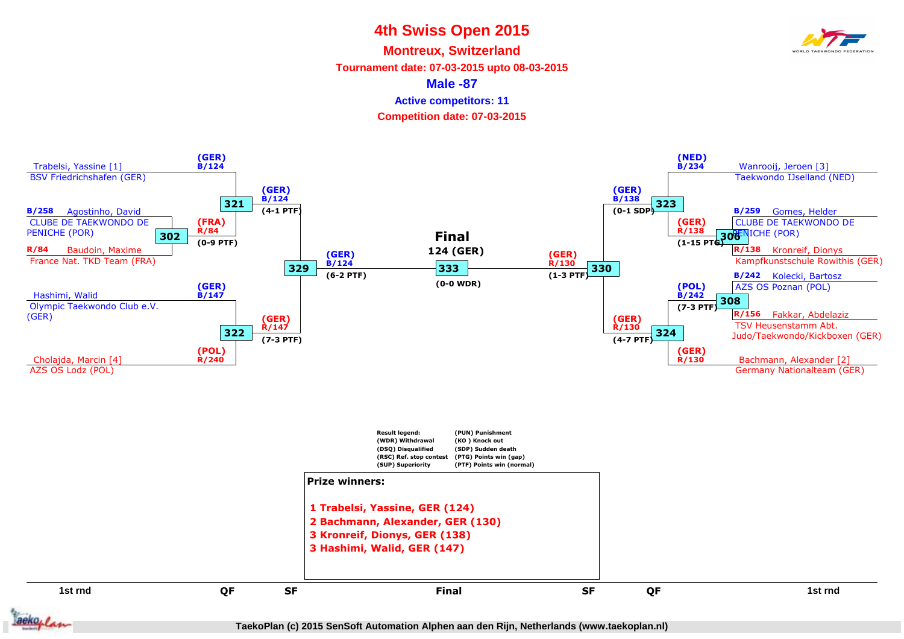# 4th Swiss Open 2015

## Montreux, Switzerland

**Tournament date: 07-03-2015 upto 08-03-2015**

## Male -87

**Active competitors: 11**

**Competition date: 07-03-2015**

### 1st round

| Match | Blue | Red | Winner | Result |
|---|---|---|---|---|
| 302 | B/258 Agostinho, David – CLUBE DE TAEKWONDO DE PENICHE (POR) | R/84 Baudoin, Maxime – France Nat. TKD Team (FRA) | (FRA) R/84 | (0-9 PTF) |
| 306 | B/259 Gomes, Helder – CLUBE DE TAEKWONDO DE PENICHE (POR) | R/138 Kronreif, Dionys – Kampfkunstschule Rowithis (GER) | (GER) R/138 | (1-15 PTG) |
| 308 | B/242 Kolecki, Bartosz – AZS OS Poznan (POL) | R/156 Fakkar, Abdelaziz – TSV Heusenstamm Abt. Judo/Taekwondo/Kickboxen (GER) | (POL) B/242 | (7-3 PTF) |

### QF

| Match | Blue | Red | Winner | Result |
|---|---|---|---|---|
| 321 | (GER) B/124 Trabelsi, Yassine [1] – BSV Friedrichshafen (GER) | (FRA) R/84 | (GER) B/124 | (4-1 PTF) |
| 322 | (GER) B/147 Hashimi, Walid – Olympic Taekwondo Club e.V. (GER) | (POL) R/240 Cholajda, Marcin [4] – AZS OS Lodz (POL) | (GER) R/147 | (7-3 PTF) |
| 323 | (NED) B/234 Wanrooij, Jeroen [3] – Taekwondo IJselland (NED) | (GER) R/138 | (GER) B/138 | (0-1 SDP) |
| 324 | (POL) B/242 | (GER) R/130 Bachmann, Alexander [2] – Germany Nationalteam (GER) | (GER) R/130 | (4-7 PTF) |

### SF

| Match | Blue | Red | Winner | Result |
|---|---|---|---|---|
| 329 | (GER) B/124 | (GER) R/147 | (GER) B/124 | (6-2 PTF) |
| 330 | (GER) B/138 | (GER) R/130 | (GER) R/130 | (1-3 PTF) |

### Final

| Match | Blue | Red | Winner | Result |
|---|---|---|---|---|
| 333 | (GER) B/124 | (GER) R/130 | 124 (GER) | (0-0 WDR) |

**Result legend:**
- (WDR) Withdrawal
- (DSQ) Disqualified
- (RSC) Ref. stop contest
- (SUP) Superiority
- (PUN) Punishment
- (KO ) Knock out
- (SDP) Sudden death
- (PTG) Points win (gap)
- (PTF) Points win (normal)

**Prize winners:**

1 Trabelsi, Yassine, GER (124)
2 Bachmann, Alexander, GER (130)
3 Kronreif, Dionys, GER (138)
3 Hashimi, Walid, GER (147)

TaekoPlan (c) 2015 SenSoft Automation Alphen aan den Rijn, Netherlands (www.taekoplan.nl)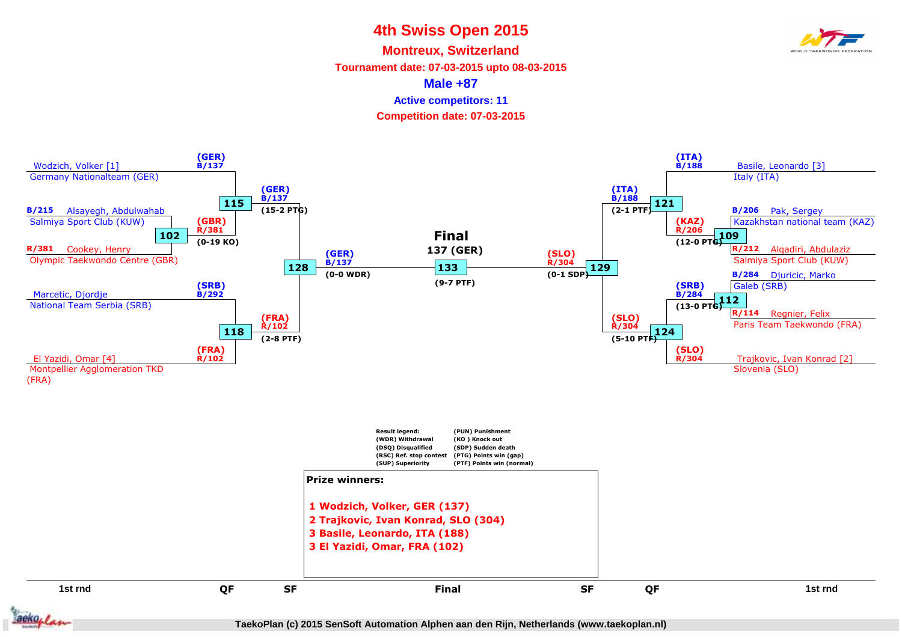# 4th Swiss Open 2015

## Montreux, Switzerland

**Tournament date: 07-03-2015 upto 08-03-2015**

**Male +87**

**Active competitors: 11**

**Competition date: 07-03-2015**

### 1st round / QF (left side)

- Wodzich, Volker [1] — Germany Nationalteam (GER) — B/137
- B/215 Alsayegh, Abdulwahab — Salmiya Sport Club (KUW)
- R/381 Cookey, Henry — Olympic Taekwondo Centre (GBR)
- Marcetic, Djordje — National Team Serbia (SRB) — B/292
- El Yazidi, Omar [4] — Montpellier Agglomeration TKD (FRA) — R/102

| Match | Winner | Result |
|---|---|---|
| 102 | (GBR) R/381 | (0-19 KO) |
| 115 | (GER) B/137 | (15-2 PTG) |
| 118 | (FRA) R/102 | (2-8 PTF) |
| 128 | (GER) B/137 | (0-0 WDR) |

### 1st round / QF (right side)

- Basile, Leonardo [3] — Italy (ITA) — B/188
- B/206 Pak, Sergey — Kazakhstan national team (KAZ)
- R/212 Alqadiri, Abdulaziz — Salmiya Sport Club (KUW)
- B/284 Djuricic, Marko — Galeb (SRB)
- R/114 Regnier, Felix — Paris Team Taekwondo (FRA)
- Trajkovic, Ivan Konrad [2] — Slovenia (SLO) — R/304

| Match | Winner | Result |
|---|---|---|
| 109 | (KAZ) R/206 | (12-0 PTG) |
| 112 | (SRB) B/284 | (13-0 PTG) |
| 121 | (ITA) B/188 | (2-1 PTF) |
| 124 | (SLO) R/304 | (5-10 PTF) |
| 129 | (SLO) R/304 | (0-1 SDP) |

### Final

| Match | Winner | Result |
|---|---|---|
| 133 | 137 (GER) | (9-7 PTF) |

**Result legend:**

- (WDR) Withdrawal
- (DSQ) Disqualified
- (RSC) Ref. stop contest
- (SUP) Superiority
- (PUN) Punishment
- (KO ) Knock out
- (SDP) Sudden death
- (PTG) Points win (gap)
- (PTF) Points win (normal)

**Prize winners:**

1 Wodzich, Volker, GER (137)
2 Trajkovic, Ivan Konrad, SLO (304)
3 Basile, Leonardo, ITA (188)
3 El Yazidi, Omar, FRA (102)

1st rnd | QF | SF | Final | SF | QF | 1st rnd

TaekoPlan (c) 2015 SenSoft Automation Alphen aan den Rijn, Netherlands (www.taekoplan.nl)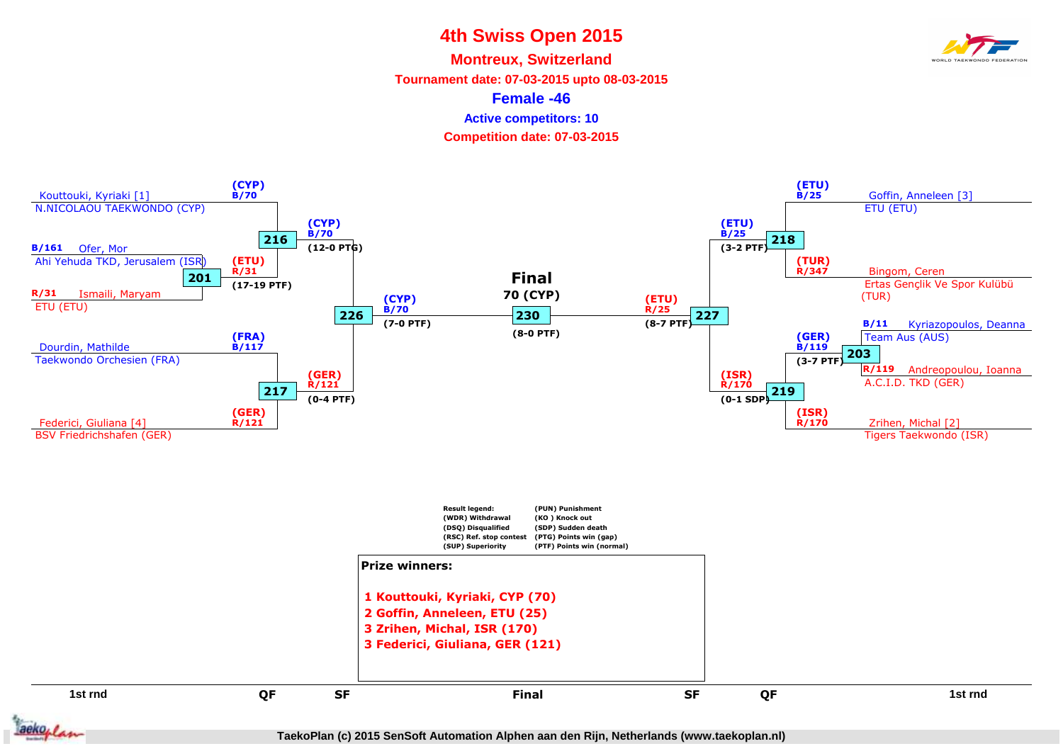# 4th Swiss Open 2015

## Montreux, Switzerland

**Tournament date: 07-03-2015 upto 08-03-2015**

## Female -46

**Active competitors: 10**

**Competition date: 07-03-2015**

### Left side of bracket

**1st round – Match 201**
- B/161 Ofer, Mor — Ahi Yehuda TKD, Jerusalem (ISR)
- R/31 Ismaili, Maryam — ETU (ETU)
- Winner: (ETU) R/31 (17-19 PTF)

**QF – Match 216**
- Kouttouki, Kyriaki [1] — N.NICOLAOU TAEKWONDO (CYP) — (CYP) B/70
- (ETU) R/31
- Winner: (CYP) B/70 (12-0 PTG)

**QF – Match 217**
- Dourdin, Mathilde — Taekwondo Orchesien (FRA) — (FRA) B/117
- Federici, Giuliana [4] — BSV Friedrichshafen (GER) — (GER) R/121
- Winner: (GER) R/121 (0-4 PTF)

**SF – Match 226**
- (CYP) B/70 vs (GER) R/121
- Winner: (CYP) B/70 (7-0 PTF)

### Right side of bracket

**1st round – Match 203**
- B/11 Kyriazopoulos, Deanna — Team Aus (AUS)
- R/119 Andreopoulou, Ioanna — A.C.I.D. TKD (GER)
- Winner: (GER) B/119 (3-7 PTF)

**QF – Match 218**
- Goffin, Anneleen [3] — ETU (ETU) — (ETU) B/25
- Bingom, Ceren — Ertas Gençlik Ve Spor Kulübü (TUR) — (TUR) R/347
- Winner: (ETU) B/25 (3-2 PTF)

**QF – Match 219**
- (GER) B/119
- Zrihen, Michal [2] — Tigers Taekwondo (ISR) — (ISR) R/170
- Winner: (ISR) R/170 (0-1 SDP)

**SF – Match 227**
- (ETU) B/25 vs (ISR) R/170
- Winner: (ETU) R/25 (8-7 PTF)

### Final – Match 230

**70 (CYP)** (8-0 PTF)

| Result legend: | |
|---|---|
| (WDR) Withdrawal | (PUN) Punishment |
| (DSQ) Disqualified | (KO ) Knock out |
| (RSC) Ref. stop contest | (SDP) Sudden death |
| (SUP) Superiority | (PTG) Points win (gap) |
| | (PTF) Points win (normal) |

**Prize winners:**

1. Kouttouki, Kyriaki, CYP (70)
2. Goffin, Anneleen, ETU (25)
3. Zrihen, Michal, ISR (170)
3. Federici, Giuliana, GER (121)

1st rnd | QF | SF | Final | SF | QF | 1st rnd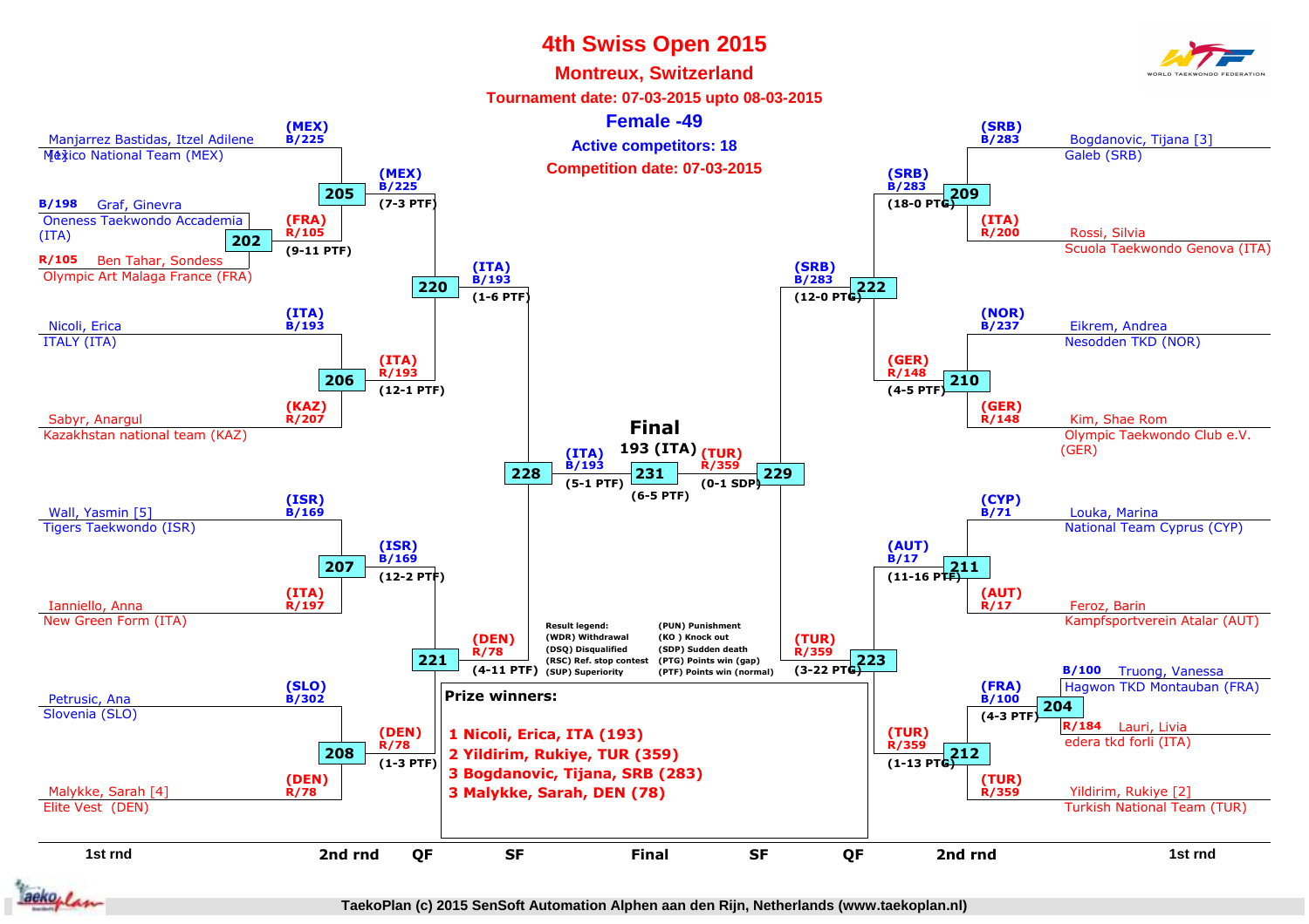# 4th Swiss Open 2015

## Montreux, Switzerland

**Tournament date: 07-03-2015 upto 08-03-2015**

## Female -49

**Active competitors: 18**

**Competition date: 07-03-2015**

### 1st round

| Match | Blue | Red | Winner | Score |
|---|---|---|---|---|
| 202 | B/198 Graf, Ginevra – Oneness Taekwondo Accademia (ITA) | R/105 Ben Tahar, Sondess – Olympic Art Malaga France (FRA) | (FRA) R/105 | (9-11 PTF) |
| 204 | B/100 Truong, Vanessa – Hagwon TKD Montauban (FRA) | R/184 Lauri, Livia – edera tkd forli (ITA) | (FRA) B/100 | (4-3 PTF) |

### 2nd round

| Match | Blue | Red | Winner | Score |
|---|---|---|---|---|
| 205 | (MEX) B/225 Manjarrez Bastidas, Itzel Adilene [1] – Mexico National Team (MEX) | (FRA) R/105 | (MEX) B/225 | (7-3 PTF) |
| 206 | (ITA) B/193 Nicoli, Erica – ITALY (ITA) | (KAZ) R/207 Sabyr, Anargul – Kazakhstan national team (KAZ) | (ITA) R/193 | (12-1 PTF) |
| 207 | (ISR) B/169 Wall, Yasmin [5] – Tigers Taekwondo (ISR) | (ITA) R/197 Ianniello, Anna – New Green Form (ITA) | (ISR) B/169 | (12-2 PTF) |
| 208 | (SLO) B/302 Petrusic, Ana – Slovenia (SLO) | (DEN) R/78 Malykke, Sarah [4] – Elite Vest (DEN) | (DEN) R/78 | (1-3 PTF) |
| 209 | (SRB) B/283 Bogdanovic, Tijana [3] – Galeb (SRB) | (ITA) R/200 Rossi, Silvia – Scuola Taekwondo Genova (ITA) | (SRB) B/283 | (18-0 PTG) |
| 210 | (NOR) B/237 Eikrem, Andrea – Nesodden TKD (NOR) | (GER) R/148 Kim, Shae Rom – Olympic Taekwondo Club e.V. (GER) | (GER) R/148 | (4-5 PTF) |
| 211 | (CYP) B/71 Louka, Marina – National Team Cyprus (CYP) | (AUT) R/17 Feroz, Barin – Kampfsportverein Atalar (AUT) | (AUT) B/17 | (11-16 PTF) |
| 212 | (FRA) B/100 | (TUR) R/359 Yildirim, Rukiye [2] – Turkish National Team (TUR) | (TUR) R/359 | (1-13 PTG) |

### QF

| Match | Blue | Red | Winner | Score |
|---|---|---|---|---|
| 220 | (MEX) B/225 | (ITA) R/193 | (ITA) B/193 | (1-6 PTF) |
| 221 | (ISR) B/169 | (DEN) R/78 | (DEN) R/78 | (4-11 PTF) |
| 222 | (SRB) B/283 | (GER) R/148 | (SRB) B/283 | (12-0 PTG) |
| 223 | (AUT) B/17 | (TUR) R/359 | (TUR) R/359 | (3-22 PTG) |

### SF

| Match | Blue | Red | Winner | Score |
|---|---|---|---|---|
| 228 | (ITA) B/193 | (DEN) R/78 | (ITA) B/193 | (5-1 PTF) |
| 229 | (SRB) B/283 | (TUR) R/359 | (TUR) R/359 | (0-1 SDP) |

### Final

| Match | Blue | Red | Winner | Score |
|---|---|---|---|---|
| 231 | (ITA) B/193 | (TUR) R/359 | 193 (ITA) | (6-5 PTF) |

**Result legend:**

- (WDR) Withdrawal
- (DSQ) Disqualified
- (RSC) Ref. stop contest
- (SUP) Superiority
- (PUN) Punishment
- (KO ) Knock out
- (SDP) Sudden death
- (PTG) Points win (gap)
- (PTF) Points win (normal)

**Prize winners:**

1 Nicoli, Erica, ITA (193)
2 Yildirim, Rukiye, TUR (359)
3 Bogdanovic, Tijana, SRB (283)
3 Malykke, Sarah, DEN (78)

TaekoPlan (c) 2015 SenSoft Automation Alphen aan den Rijn, Netherlands (www.taekoplan.nl)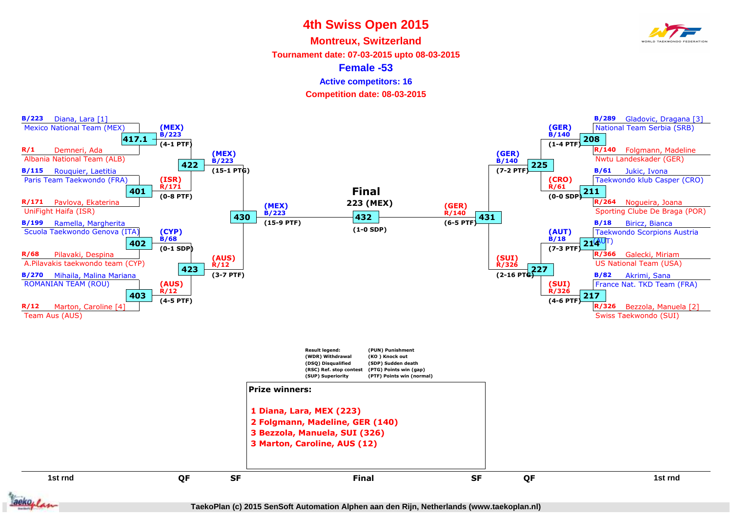# 4th Swiss Open 2015

## Montreux, Switzerland

**Tournament date: 07-03-2015 upto 08-03-2015**

## Female -53

**Active competitors: 16**

**Competition date: 08-03-2015**

### 1st round (left side)

| Match | Blue | Red | Winner | Result |
|---|---|---|---|---|
| 417.1 | B/223 Diana, Lara [1] – Mexico National Team (MEX) | R/1 Demneri, Ada – Albania National Team (ALB) | (MEX) B/223 | (4-1 PTF) |
| 401 | B/115 Rouquier, Laetitia – Paris Team Taekwondo (FRA) | R/171 Pavlova, Ekaterina – UniFight Haifa (ISR) | (ISR) R/171 | (0-8 PTF) |
| 402 | B/199 Ramella, Margherita – Scuola Taekwondo Genova (ITA) | R/68 Pilavaki, Despina – A.Pilavakis taekwondo team (CYP) | (CYP) B/68 | (0-1 SDP) |
| 403 | B/270 Mihaila, Malina Mariana – ROMANIAN TEAM (ROU) | R/12 Marton, Caroline [4] – Team Aus (AUS) | (AUS) R/12 | (4-5 PTF) |

### 1st round (right side)

| Match | Blue | Red | Winner | Result |
|---|---|---|---|---|
| 208 | B/289 Gladovic, Dragana [3] – National Team Serbia (SRB) | R/140 Folgmann, Madeline – Nwtu Landeskader (GER) | (GER) B/140 | (1-4 PTF) |
| 211 | B/61 Jukic, Ivona – Taekwondo klub Casper (CRO) | R/264 Nogueira, Joana – Sporting Clube De Braga (POR) | (CRO) R/61 | (0-0 SDP) |
| 214 | B/18 Biricz, Bianca – Taekwondo Scorpions Austria (AUT) | R/366 Galecki, Miriam – US National Team (USA) | (AUT) B/18 | (7-3 PTF) |
| 217 | B/82 Akrimi, Sana – France Nat. TKD Team (FRA) | R/326 Bezzola, Manuela [2] – Swiss Taekwondo (SUI) | (SUI) R/326 | (4-6 PTF) |

### Quarterfinals

| Match | Winner | Result |
|---|---|---|
| 422 | (MEX) B/223 | (15-1 PTG) |
| 423 | (AUS) R/12 | (3-7 PTF) |
| 225 | (GER) B/140 | (7-2 PTF) |
| 227 | (SUI) R/326 | (2-16 PTG) |

### Semifinals

| Match | Winner | Result |
|---|---|---|
| 430 | (MEX) B/223 | (15-9 PTF) |
| 431 | (GER) R/140 | (6-5 PTF) |

### Final

| Match | Winner | Result |
|---|---|---|
| 432 | 223 (MEX) | (1-0 SDP) |

**Result legend:**

- (WDR) Withdrawal
- (DSQ) Disqualified
- (RSC) Ref. stop contest
- (SUP) Superiority
- (PUN) Punishment
- (KO ) Knock out
- (SDP) Sudden death
- (PTG) Points win (gap)
- (PTF) Points win (normal)

**Prize winners:**

1 Diana, Lara, MEX (223)
2 Folgmann, Madeline, GER (140)
3 Bezzola, Manuela, SUI (326)
3 Marton, Caroline, AUS (12)

TaekoPlan (c) 2015 SenSoft Automation Alphen aan den Rijn, Netherlands (www.taekoplan.nl)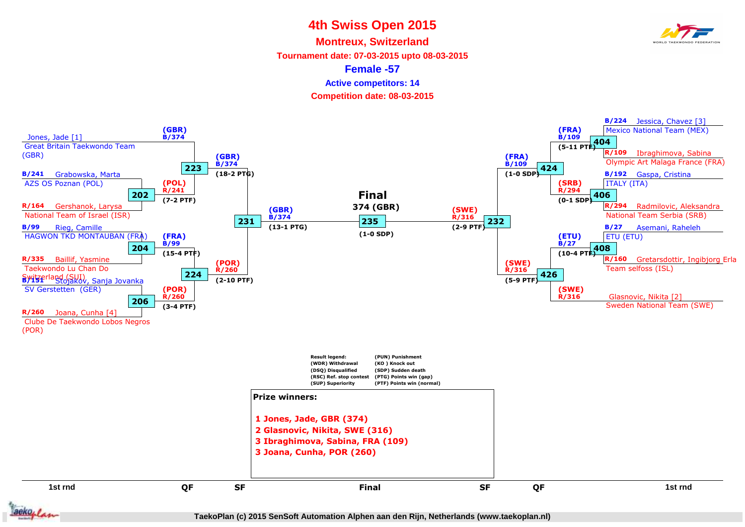# 4th Swiss Open 2015

## Montreux, Switzerland

**Tournament date: 07-03-2015 upto 08-03-2015**

## Female -57

**Active competitors: 14**

**Competition date: 08-03-2015**

### 1st round (left side)

- Jones, Jade [1] — Great Britain Taekwondo Team (GBR)
- B/241 Grabowska, Marta — AZS OS Poznan (POL)
- R/164 Gershanok, Larysa — National Team of Israel (ISR)
- B/99 Rieg, Camille — HAGWON TKD MONTAUBAN (FRA)
- R/335 Baillif, Yasmine — Taekwondo Lu Chan Do Switzerland (SUI)
- B/151 Stojakov, Sanja Jovanka — SV Gerstetten (GER)
- R/260 Joana, Cunha [4] — Clube De Taekwondo Lobos Negros (POR)

### 1st round (right side)

- B/224 Jessica, Chavez [3] — Mexico National Team (MEX)
- R/109 Ibraghimova, Sabina — Olympic Art Malaga France (FRA)
- B/192 Gaspa, Cristina — ITALY (ITA)
- R/294 Radmilovic, Aleksandra — National Team Serbia (SRB)
- B/27 Asemani, Raheleh — ETU (ETU)
- R/160 Gretarsdottir, Ingibjorg Erla — Team selfoss (ISL)
- Glasnovic, Nikita [2] — Sweden National Team (SWE)

### Results

| Match | Winner | Score |
|---|---|---|
| 202 | (POL) R/241 | (7-2 PTF) |
| 204 | (FRA) B/99 | (15-4 PTF) |
| 206 | (POR) R/260 | (3-4 PTF) |
| 223 | (GBR) B/374 | (18-2 PTG) |
| 224 | (POR) R/260 | (2-10 PTF) |
| 231 | (GBR) B/374 | (13-1 PTG) |
| 404 | (FRA) B/109 | (5-11 PTF) |
| 406 | (SRB) R/294 | (0-1 SDP) |
| 408 | (ETU) B/27 | (10-4 PTF) |
| 424 | (FRA) B/109 | (1-0 SDP) |
| 426 | (SWE) R/316 | (5-9 PTF) |
| 232 | (SWE) R/316 | (2-9 PTF) |
| 235 (Final) | 374 (GBR) | (1-0 SDP) |

Result legend:
- (WDR) Withdrawal
- (DSQ) Disqualified
- (RSC) Ref. stop contest
- (SUP) Superiority
- (PUN) Punishment
- (KO ) Knock out
- (SDP) Sudden death
- (PTG) Points win (gap)
- (PTF) Points win (normal)

**Prize winners:**

1 Jones, Jade, GBR (374)
2 Glasnovic, Nikita, SWE (316)
3 Ibraghimova, Sabina, FRA (109)
3 Joana, Cunha, POR (260)

1st rnd | QF | SF | Final | SF | QF | 1st rnd

TaekoPlan (c) 2015 SenSoft Automation Alphen aan den Rijn, Netherlands (www.taekoplan.nl)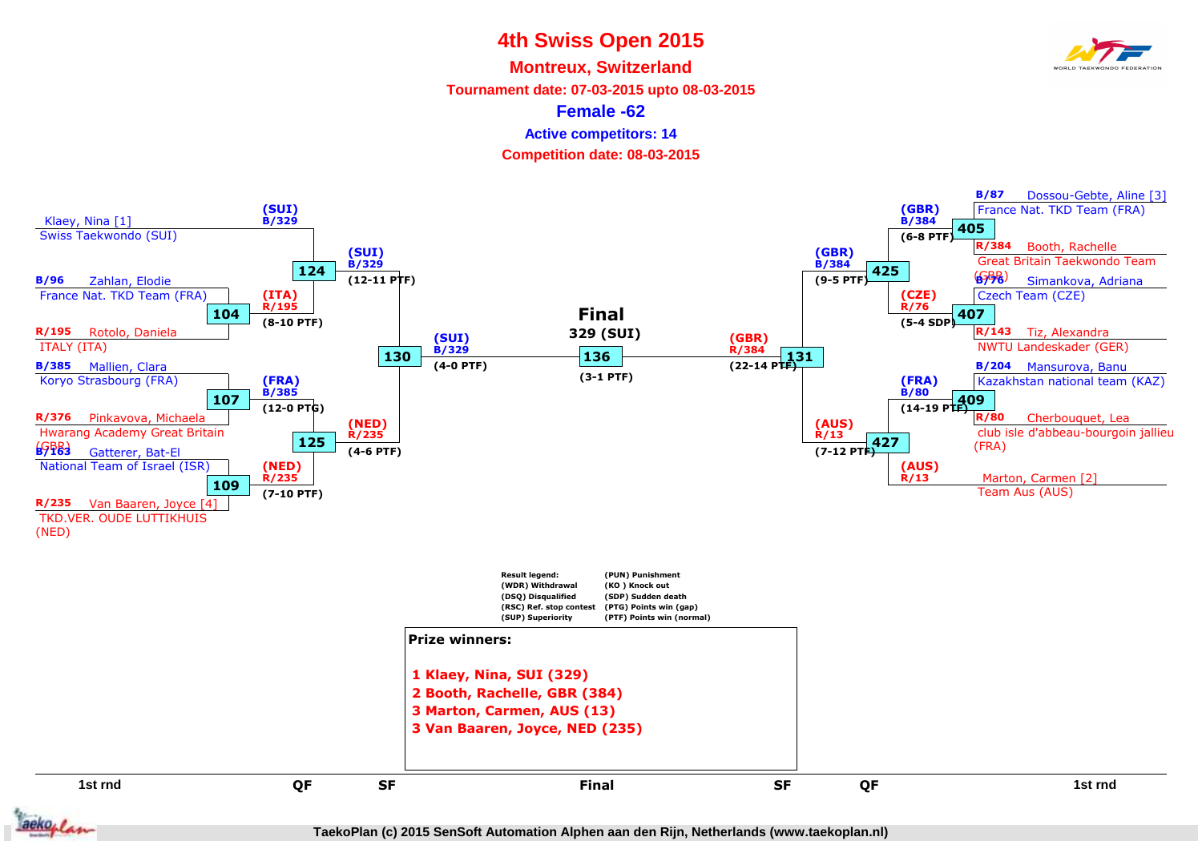# 4th Swiss Open 2015

## Montreux, Switzerland

**Tournament date: 07-03-2015 upto 08-03-2015**

## Female -62

**Active competitors: 14**

**Competition date: 08-03-2015**

### 1st round (left side)

- B/96 Zahlan, Elodie — France Nat. TKD Team (FRA) vs R/195 Rotolo, Daniela — ITALY (ITA) — Match 104: (ITA) R/195 (8-10 PTF)
- B/385 Mallien, Clara — Koryo Strasbourg (FRA) vs R/376 Pinkavova, Michaela — Hwarang Academy Great Britain (GBR) — Match 107: (FRA) B/385 (12-0 PTG)
- B/163 Gatterer, Bat-El — National Team of Israel (ISR) vs R/235 Van Baaren, Joyce [4] — TKD.VER. OUDE LUTTIKHUIS (NED) — Match 109: (NED) R/235 (7-10 PTF)

### Quarterfinals (left side)

- Klaey, Nina [1] — Swiss Taekwondo (SUI) (SUI) B/329 vs (ITA) R/195 — Match 124: (SUI) B/329 (12-11 PTF)
- (FRA) B/385 vs (NED) R/235 — Match 125: (NED) R/235 (4-6 PTF)

### Semifinal (left side)

- Match 130: (SUI) B/329 (4-0 PTF)

### 1st round (right side)

- B/87 Dossou-Gebte, Aline [3] — France Nat. TKD Team (FRA) vs R/384 Booth, Rachelle — Great Britain Taekwondo Team (GBR) — Match 405: (GBR) B/384 (6-8 PTF)
- B/76 Simankova, Adriana — Czech Team (CZE) vs R/143 Tiz, Alexandra — NWTU Landeskader (GER) — Match 407: (CZE) R/76 (5-4 SDP)
- B/204 Mansurova, Banu — Kazakhstan national team (KAZ) vs R/80 Cherbouquet, Lea — club isle d'abbeau-bourgoin jallieu (FRA) — Match 409: (FRA) B/80 (14-19 PTF)

### Quarterfinals (right side)

- (GBR) B/384 vs (CZE) R/76 — Match 425: (GBR) B/384 (9-5 PTF)
- (FRA) B/80 vs Marton, Carmen [2] — Team Aus (AUS) (AUS) R/13 — Match 427: (AUS) R/13 (7-12 PTF)

### Semifinal (right side)

- Match 131: (GBR) R/384 (22-14 PTF)

### Final

- Match 136: 329 (SUI) (3-1 PTF)

**Result legend:**

| | |
|---|---|
| (WDR) Withdrawal | (PUN) Punishment |
| (DSQ) Disqualified | (KO ) Knock out |
| (RSC) Ref. stop contest | (SDP) Sudden death |
| (SUP) Superiority | (PTG) Points win (gap) |
| | (PTF) Points win (normal) |

**Prize winners:**

1. Klaey, Nina, SUI (329)
2. Booth, Rachelle, GBR (384)
3. Marton, Carmen, AUS (13)
3. Van Baaren, Joyce, NED (235)

TaekoPlan (c) 2015 SenSoft Automation Alphen aan den Rijn, Netherlands (www.taekoplan.nl)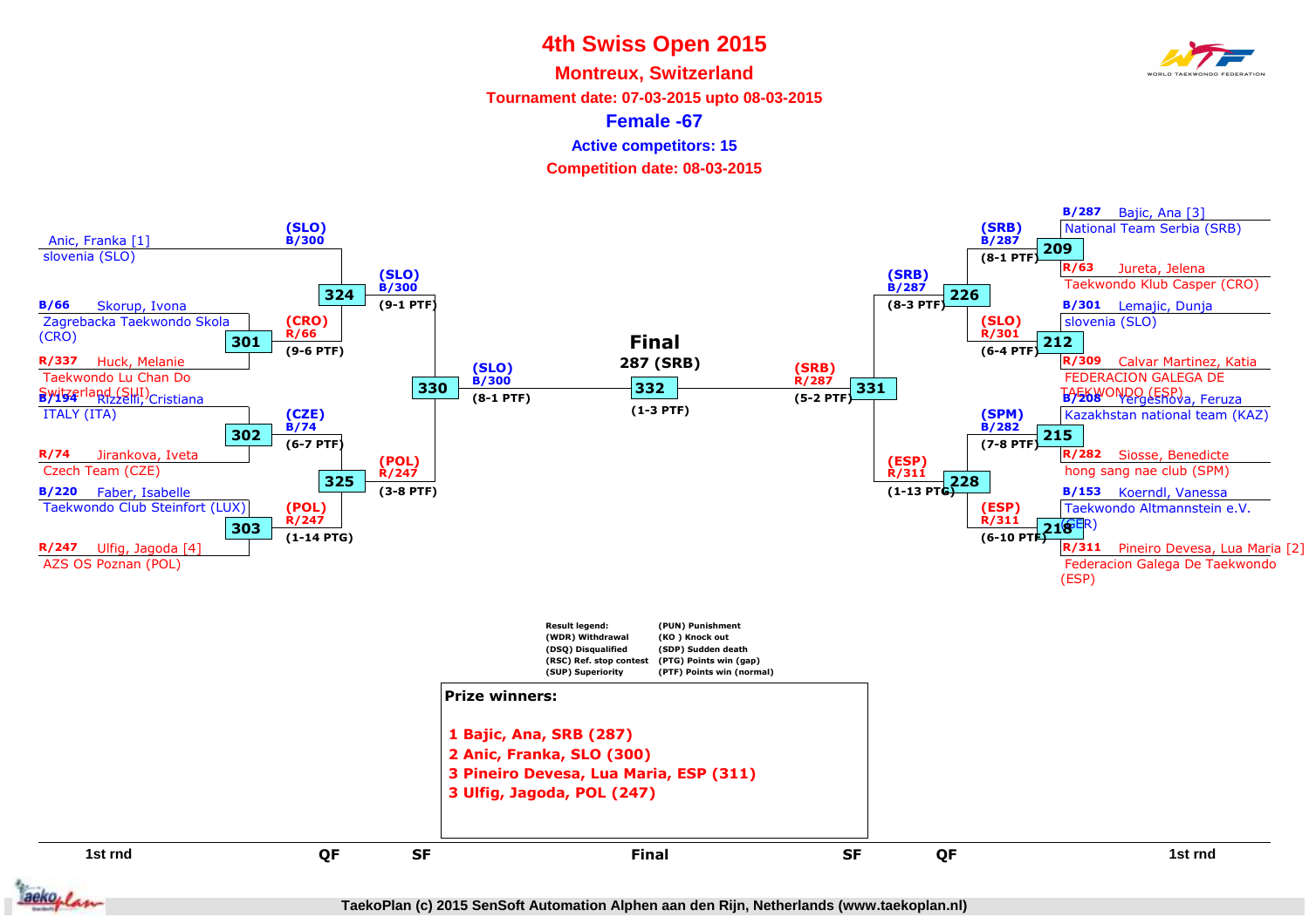# 4th Swiss Open 2015

## Montreux, Switzerland

**Tournament date: 07-03-2015 upto 08-03-2015**

## Female -67

**Active competitors: 15**

**Competition date: 08-03-2015**

### 1st round (left side)

| Match | Blue | Red | Winner | Result |
|---|---|---|---|---|
| — | Anic, Franka [1], slovenia (SLO) | — | (SLO) B/300 | |
| 301 | B/66 Skorup, Ivona, Zagrebacka Taekwondo Skola (CRO) | R/337 Huck, Melanie, Taekwondo Lu Chan Do Switzerland (SUI) | (CRO) R/66 | (9-6 PTF) |
| 302 | B/194 Rizzelli, Cristiana, ITALY (ITA) | R/74 Jirankova, Iveta, Czech Team (CZE) | (CZE) B/74 | (6-7 PTF) |
| 303 | B/220 Faber, Isabelle, Taekwondo Club Steinfort (LUX) | R/247 Ulfig, Jagoda [4], AZS OS Poznan (POL) | (POL) R/247 | (1-14 PTG) |

### 1st round (right side)

| Match | Blue | Red | Winner | Result |
|---|---|---|---|---|
| 209 | B/287 Bajic, Ana [3], National Team Serbia (SRB) | R/63 Jureta, Jelena, Taekwondo Klub Casper (CRO) | (SRB) B/287 | (8-1 PTF) |
| 212 | B/301 Lemajic, Dunja, slovenia (SLO) | R/309 Calvar Martinez, Katia, FEDERACION GALEGA DE TAEKWONDO (ESP) | (SLO) R/301 | (6-4 PTF) |
| 215 | B/208 Yergeshova, Feruza, Kazakhstan national team (KAZ) | R/282 Siosse, Benedicte, hong sang nae club (SPM) | (SPM) B/282 | (7-8 PTF) |
| 218 | B/153 Koerndl, Vanessa, Taekwondo Altmannstein e.V. (GER) | R/311 Pineiro Devesa, Lua Maria [2], Federacion Galega De Taekwondo (ESP) | (ESP) R/311 | (6-10 PTF) |

### Quarterfinals

| Match | Winner | Result |
|---|---|---|
| 324 | (SLO) B/300 | (9-1 PTF) |
| 325 | (POL) R/247 | (3-8 PTF) |
| 226 | (SRB) B/287 | (8-3 PTF) |
| 228 | (ESP) R/311 | (1-13 PTG) |

### Semifinals

| Match | Winner | Result |
|---|---|---|
| 330 | (SLO) B/300 | (8-1 PTF) |
| 331 | (SRB) R/287 | (5-2 PTF) |

### Final

| Match | Winner | Result |
|---|---|---|
| 332 | 287 (SRB) | (1-3 PTF) |

**Result legend:**

- (WDR) Withdrawal
- (DSQ) Disqualified
- (RSC) Ref. stop contest
- (SUP) Superiority
- (PUN) Punishment
- (KO ) Knock out
- (SDP) Sudden death
- (PTG) Points win (gap)
- (PTF) Points win (normal)

**Prize winners:**

1 Bajic, Ana, SRB (287)
2 Anic, Franka, SLO (300)
3 Pineiro Devesa, Lua Maria, ESP (311)
3 Ulfig, Jagoda, POL (247)

TaekoPlan (c) 2015 SenSoft Automation Alphen aan den Rijn, Netherlands (www.taekoplan.nl)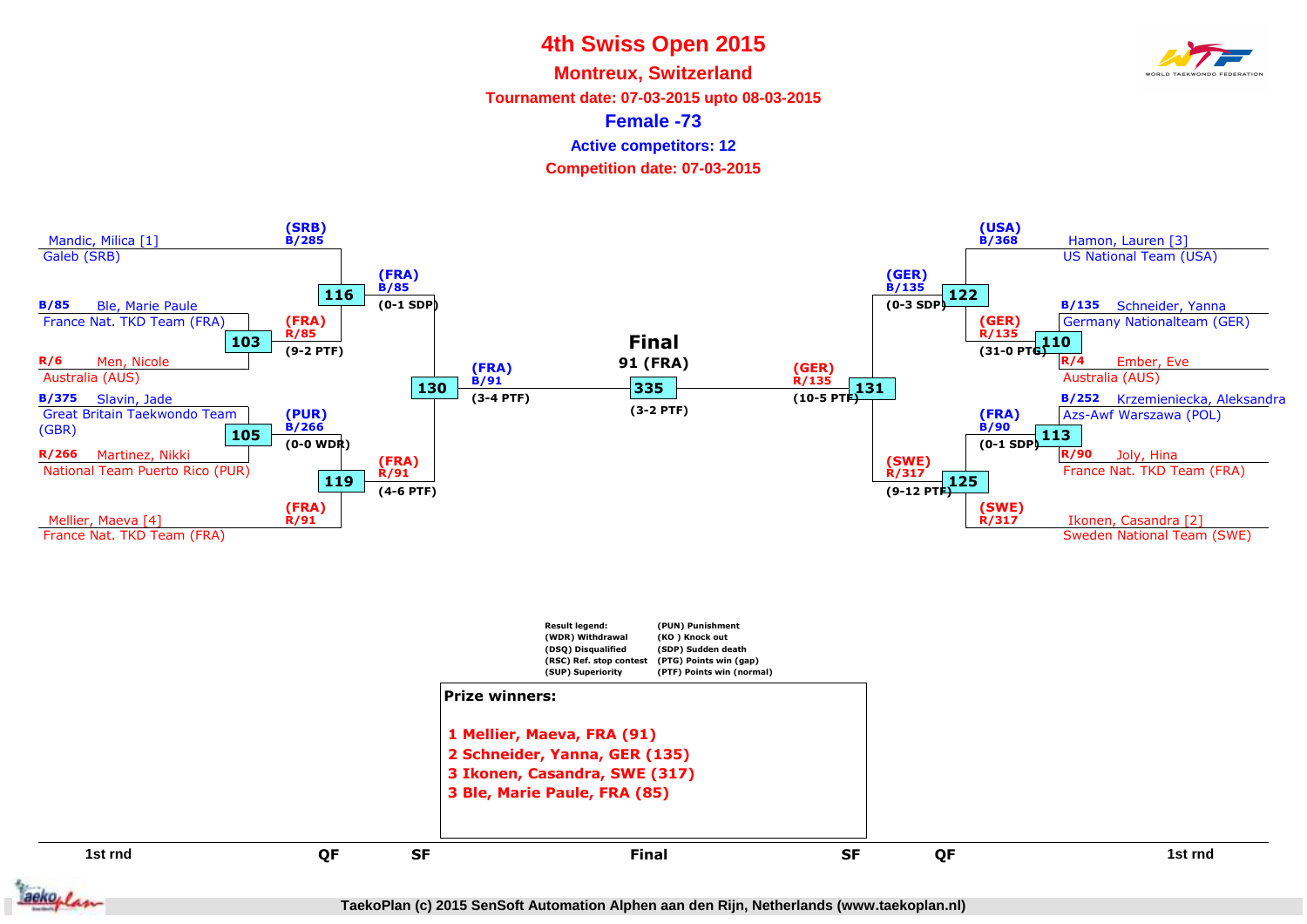# 4th Swiss Open 2015

## Montreux, Switzerland

**Tournament date: 07-03-2015 upto 08-03-2015**

**Female -73**

**Active competitors: 12**

**Competition date: 07-03-2015**

### Bracket

**Left side – 1st round / QF / SF**

| Competitor | Team | Seed/No. |
|---|---|---|
| Mandic, Milica [1] | Galeb (SRB) | B/285 (SRB) |
| Ble, Marie Paule | France Nat. TKD Team (FRA) | B/85 |
| Men, Nicole | Australia (AUS) | R/6 |
| Slavin, Jade | Great Britain Taekwondo Team (GBR) | B/375 |
| Martinez, Nikki | National Team Puerto Rico (PUR) | R/266 |
| Mellier, Maeva [4] | France Nat. TKD Team (FRA) | R/91 (FRA) |

- Match 103: Ble, Marie Paule vs Men, Nicole → (FRA) R/85 (9-2 PTF)
- Match 105: Slavin, Jade vs Martinez, Nikki → (PUR) B/266 (0-0 WDR)
- Match 116: (SRB) B/285 vs (FRA) R/85 → (FRA) B/85 (0-1 SDP)
- Match 119: (PUR) B/266 vs (FRA) R/91 → (FRA) R/91 (4-6 PTF)
- Match 130: (FRA) B/85 vs (FRA) R/91 → (FRA) B/91 (3-4 PTF)

**Right side – 1st round / QF / SF**

| Competitor | Team | Seed/No. |
|---|---|---|
| Hamon, Lauren [3] | US National Team (USA) | B/368 (USA) |
| Schneider, Yanna | Germany Nationalteam (GER) | B/135 |
| Ember, Eve | Australia (AUS) | R/4 |
| Krzemieniecka, Aleksandra | Azs-Awf Warszawa (POL) | B/252 |
| Joly, Hina | France Nat. TKD Team (FRA) | R/90 |
| Ikonen, Casandra [2] | Sweden National Team (SWE) | R/317 (SWE) |

- Match 110: Schneider, Yanna vs Ember, Eve → (GER) R/135 (31-0 PTG)
- Match 113: Krzemieniecka, Aleksandra vs Joly, Hina → (FRA) B/90 (0-1 SDP)
- Match 122: (USA) B/368 vs (GER) R/135 → (GER) B/135 (0-3 SDP)
- Match 125: (FRA) B/90 vs (SWE) R/317 → (SWE) R/317 (9-12 PTF)
- Match 131: (GER) B/135 vs (SWE) R/317 → (GER) R/135 (10-5 PTF)

**Final**

- Match 335: (FRA) B/91 vs (GER) R/135 → 91 (FRA) (3-2 PTF)

**Result legend:**

| | |
|---|---|
| (WDR) Withdrawal | (PUN) Punishment |
| (DSQ) Disqualified | (KO ) Knock out |
| (RSC) Ref. stop contest | (SDP) Sudden death |
| (SUP) Superiority | (PTG) Points win (gap) |
| | (PTF) Points win (normal) |

**Prize winners:**

1 Mellier, Maeva, FRA (91)
2 Schneider, Yanna, GER (135)
3 Ikonen, Casandra, SWE (317)
3 Ble, Marie Paule, FRA (85)

1st rnd | QF | SF | Final | SF | QF | 1st rnd

TaekoPlan (c) 2015 SenSoft Automation Alphen aan den Rijn, Netherlands (www.taekoplan.nl)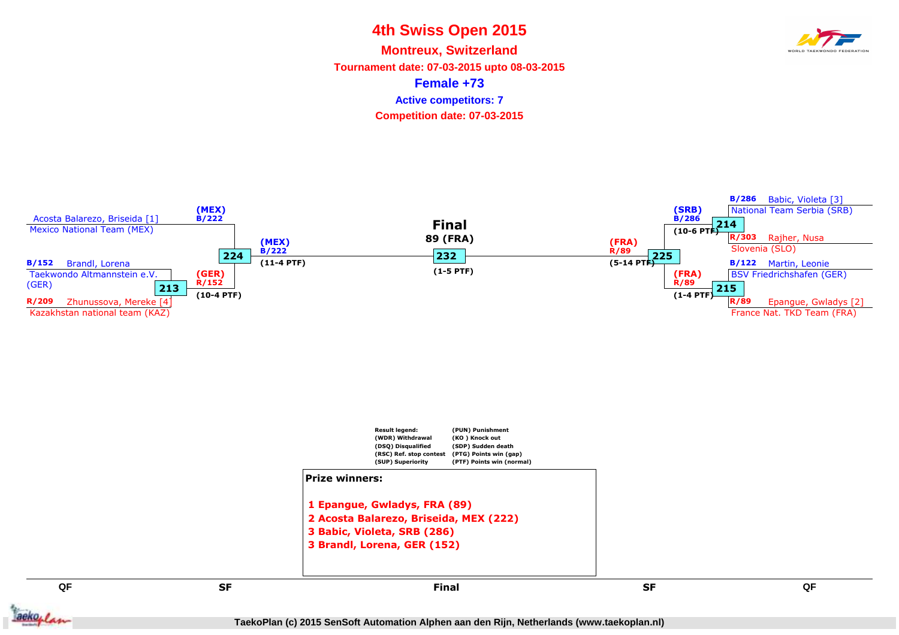# 4th Swiss Open 2015

**Montreux, Switzerland**

**Tournament date: 07-03-2015 upto 08-03-2015**

## Female +73

**Active competitors: 7**

**Competition date: 07-03-2015**

Acosta Balarezo, Briseida [1]
Mexico National Team (MEX)

B/152 Brandl, Lorena
Taekwondo Altmannstein e.V. (GER)

R/209 Zhunussova, Mereke [4]
Kazakhstan national team (KAZ)

213
(GER)
R/152
(10-4 PTF)

224
(MEX)
B/222
(MEX)
B/222
(11-4 PTF)

**Final**
**89 (FRA)**
232
(1-5 PTF)

225
(FRA)
R/89
(5-14 PTF)

214
(SRB)
B/286
(10-6 PTF)

215
(FRA)
R/89
(1-4 PTF)

B/286 Babic, Violeta [3]
National Team Serbia (SRB)

R/303 Rajher, Nusa
Slovenia (SLO)

B/122 Martin, Leonie
BSV Friedrichshafen (GER)

R/89 Epangue, Gwladys [2]
France Nat. TKD Team (FRA)

| | |
|---|---|
| **Result legend:** | (PUN) Punishment |
| (WDR) Withdrawal | (KO ) Knock out |
| (DSQ) Disqualified | (SDP) Sudden death |
| (RSC) Ref. stop contest | (PTG) Points win (gap) |
| (SUP) Superiority | (PTF) Points win (normal) |

**Prize winners:**

1 Epangue, Gwladys, FRA (89)
2 Acosta Balarezo, Briseida, MEX (222)
3 Babic, Violeta, SRB (286)
3 Brandl, Lorena, GER (152)

QF SF Final SF QF